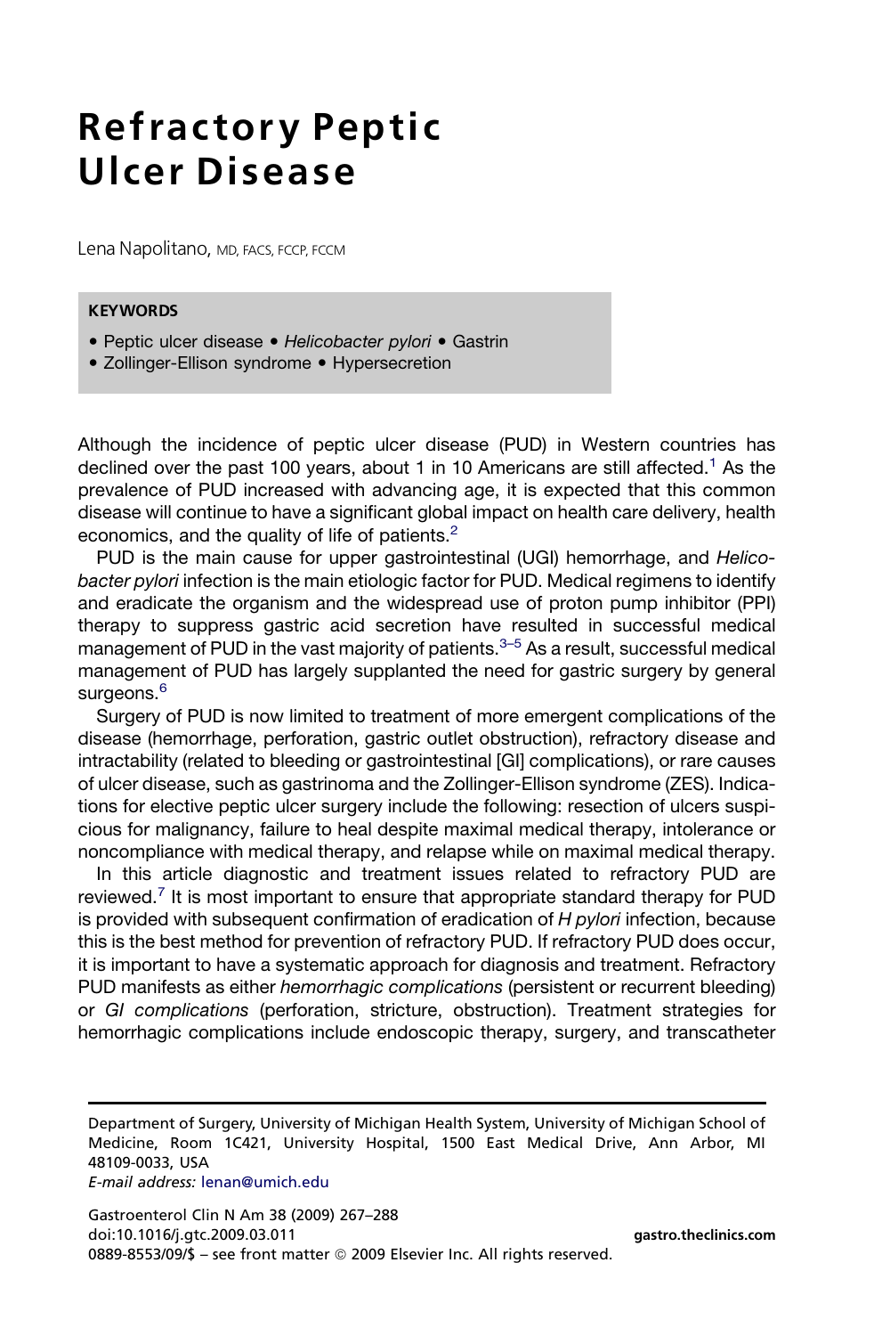# Refractory Peptic Ulcer Disease

Lena Napolitano, MD, FACS, FCCP, FCCM

**KEYWORDS**

- Peptic ulcer disease • *Helicobacter pylori* • Gastrin
- Zollinger-Ellison syndrome • Hypersecretion

Although the incidence of peptic ulcer disease (PUD) in Western countries has declined over the past 100 years, about 1 in 10 Americans are still affected.[1] As the prevalence of PUD increased with advancing age, it is expected that this common disease will continue to have a significant global impact on health care delivery, health economics, and the quality of life of patients.[2]

PUD is the main cause for upper gastrointestinal (UGI) hemorrhage, and *Helicobacter pylori* infection is the main etiologic factor for PUD. Medical regimens to identify and eradicate the organism and the widespread use of proton pump inhibitor (PPI) therapy to suppress gastric acid secretion have resulted in successful medical management of PUD in the vast majority of patients.[3–5] As a result, successful medical management of PUD has largely supplanted the need for gastric surgery by general surgeons.[6]

Surgery of PUD is now limited to treatment of more emergent complications of the disease (hemorrhage, perforation, gastric outlet obstruction), refractory disease and intractability (related to bleeding or gastrointestinal [GI] complications), or rare causes of ulcer disease, such as gastrinoma and the Zollinger-Ellison syndrome (ZES). Indications for elective peptic ulcer surgery include the following: resection of ulcers suspicious for malignancy, failure to heal despite maximal medical therapy, intolerance or noncompliance with medical therapy, and relapse while on maximal medical therapy.

In this article diagnostic and treatment issues related to refractory PUD are reviewed.[7] It is most important to ensure that appropriate standard therapy for PUD is provided with subsequent confirmation of eradication of *H pylori* infection, because this is the best method for prevention of refractory PUD. If refractory PUD does occur, it is important to have a systematic approach for diagnosis and treatment. Refractory PUD manifests as either *hemorrhagic complications* (persistent or recurrent bleeding) or *GI complications* (perforation, stricture, obstruction). Treatment strategies for hemorrhagic complications include endoscopic therapy, surgery, and transcatheter

---

Department of Surgery, University of Michigan Health System, University of Michigan School of Medicine, Room 1C421, University Hospital, 1500 East Medical Drive, Ann Arbor, MI 48109-0033, USA

*E-mail address:* lenan@umich.edu

doi:10.1016/j.gtc.2009.03.011

0889-8553/09/$ – see front matter © 2009 Elsevier Inc. All rights reserved.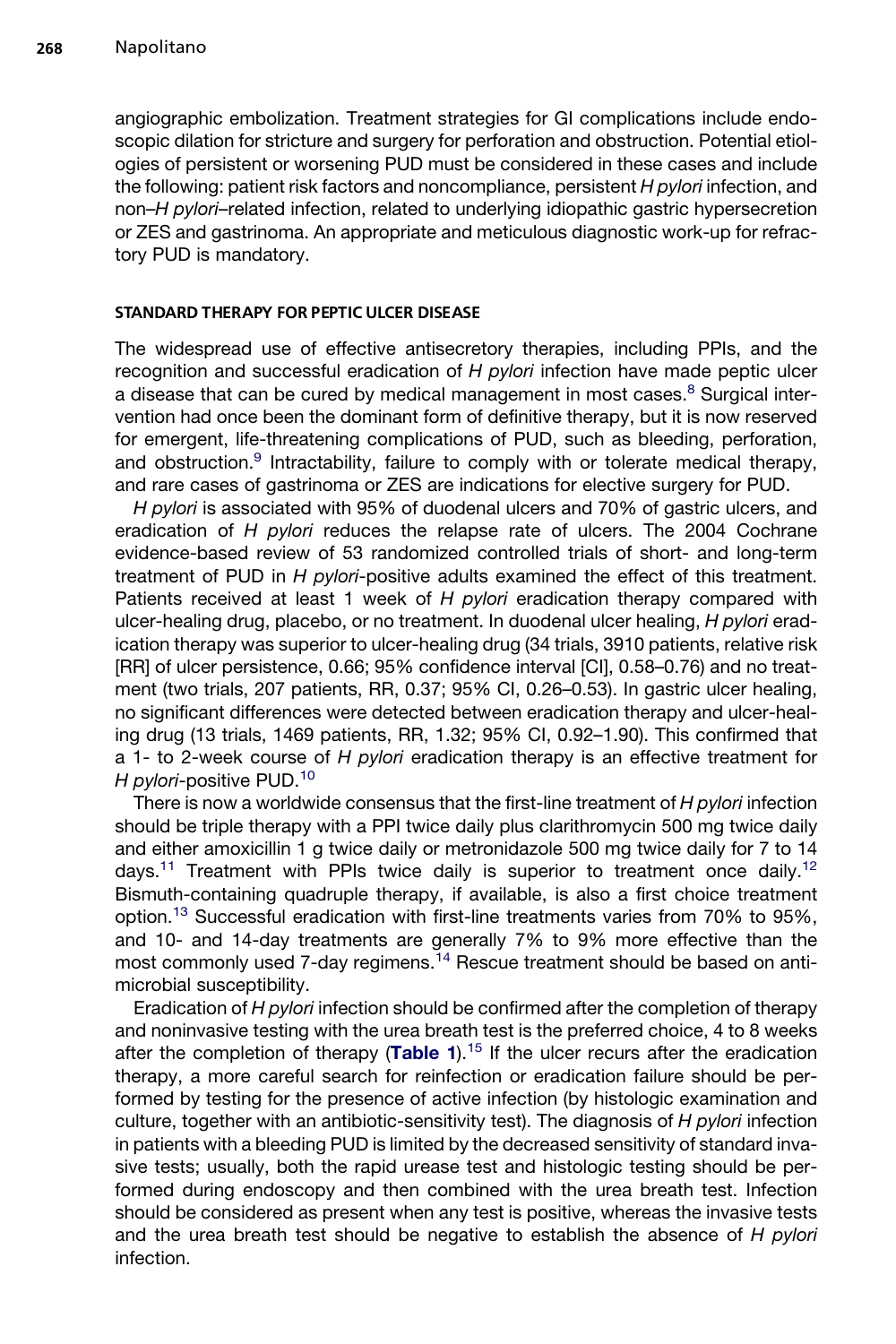angiographic embolization. Treatment strategies for GI complications include endoscopic dilation for stricture and surgery for perforation and obstruction. Potential etiologies of persistent or worsening PUD must be considered in these cases and include the following: patient risk factors and noncompliance, persistent *H pylori* infection, and non–*H pylori*–related infection, related to underlying idiopathic gastric hypersecretion or ZES and gastrinoma. An appropriate and meticulous diagnostic work-up for refractory PUD is mandatory.

## STANDARD THERAPY FOR PEPTIC ULCER DISEASE

The widespread use of effective antisecretory therapies, including PPIs, and the recognition and successful eradication of *H pylori* infection have made peptic ulcer a disease that can be cured by medical management in most cases.[8] Surgical intervention had once been the dominant form of definitive therapy, but it is now reserved for emergent, life-threatening complications of PUD, such as bleeding, perforation, and obstruction.[9] Intractability, failure to comply with or tolerate medical therapy, and rare cases of gastrinoma or ZES are indications for elective surgery for PUD.

*H pylori* is associated with 95% of duodenal ulcers and 70% of gastric ulcers, and eradication of *H pylori* reduces the relapse rate of ulcers. The 2004 Cochrane evidence-based review of 53 randomized controlled trials of short- and long-term treatment of PUD in *H pylori*-positive adults examined the effect of this treatment. Patients received at least 1 week of *H pylori* eradication therapy compared with ulcer-healing drug, placebo, or no treatment. In duodenal ulcer healing, *H pylori* eradication therapy was superior to ulcer-healing drug (34 trials, 3910 patients, relative risk [RR] of ulcer persistence, 0.66; 95% confidence interval [CI], 0.58–0.76) and no treatment (two trials, 207 patients, RR, 0.37; 95% CI, 0.26–0.53). In gastric ulcer healing, no significant differences were detected between eradication therapy and ulcer-healing drug (13 trials, 1469 patients, RR, 1.32; 95% CI, 0.92–1.90). This confirmed that a 1- to 2-week course of *H pylori* eradication therapy is an effective treatment for *H pylori*-positive PUD.[10]

There is now a worldwide consensus that the first-line treatment of *H pylori* infection should be triple therapy with a PPI twice daily plus clarithromycin 500 mg twice daily and either amoxicillin 1 g twice daily or metronidazole 500 mg twice daily for 7 to 14 days.[11] Treatment with PPIs twice daily is superior to treatment once daily.[12] Bismuth-containing quadruple therapy, if available, is also a first choice treatment option.[13] Successful eradication with first-line treatments varies from 70% to 95%, and 10- and 14-day treatments are generally 7% to 9% more effective than the most commonly used 7-day regimens.[14] Rescue treatment should be based on antimicrobial susceptibility.

Eradication of *H pylori* infection should be confirmed after the completion of therapy and noninvasive testing with the urea breath test is the preferred choice, 4 to 8 weeks after the completion of therapy (**Table 1**).[15] If the ulcer recurs after the eradication therapy, a more careful search for reinfection or eradication failure should be performed by testing for the presence of active infection (by histologic examination and culture, together with an antibiotic-sensitivity test). The diagnosis of *H pylori* infection in patients with a bleeding PUD is limited by the decreased sensitivity of standard invasive tests; usually, both the rapid urease test and histologic testing should be performed during endoscopy and then combined with the urea breath test. Infection should be considered as present when any test is positive, whereas the invasive tests and the urea breath test should be negative to establish the absence of *H pylori* infection.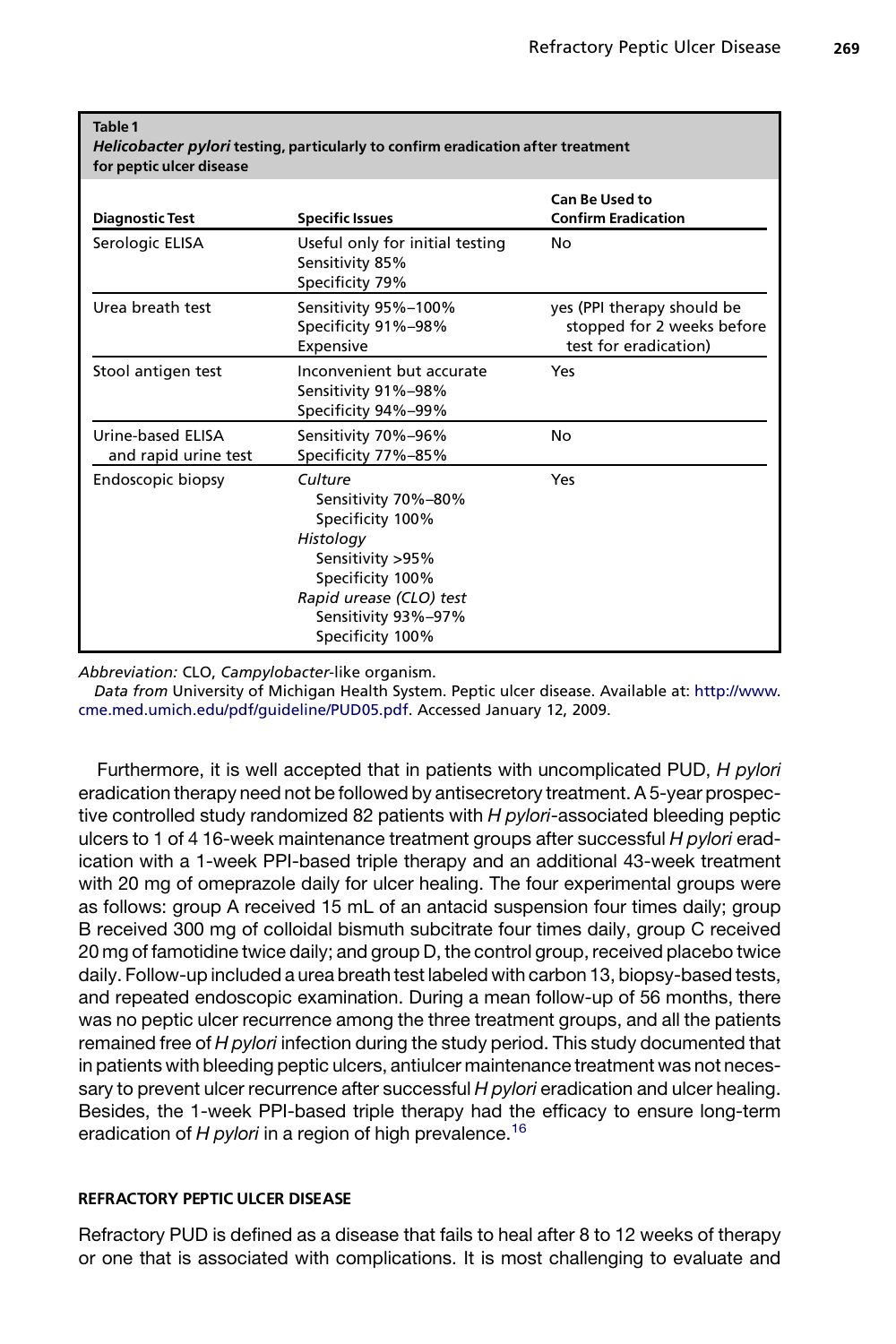**Table 1**
***Helicobacter pylori*** **testing, particularly to confirm eradication after treatment for peptic ulcer disease**

| Diagnostic Test | Specific Issues | Can Be Used to Confirm Eradication |
|---|---|---|
| Serologic ELISA | Useful only for initial testing<br>Sensitivity 85%<br>Specificity 79% | No |
| Urea breath test | Sensitivity 95%–100%<br>Specificity 91%–98%<br>Expensive | yes (PPI therapy should be stopped for 2 weeks before test for eradication) |
| Stool antigen test | Inconvenient but accurate<br>Sensitivity 91%–98%<br>Specificity 94%–99% | Yes |
| Urine-based ELISA and rapid urine test | Sensitivity 70%–96%<br>Specificity 77%–85% | No |
| Endoscopic biopsy | *Culture*<br>Sensitivity 70%–80%<br>Specificity 100%<br>*Histology*<br>Sensitivity >95%<br>Specificity 100%<br>*Rapid urease (CLO) test*<br>Sensitivity 93%–97%<br>Specificity 100% | Yes |

*Abbreviation:* CLO, *Campylobacter*-like organism.

*Data from* University of Michigan Health System. Peptic ulcer disease. Available at: http://www.cme.med.umich.edu/pdf/guideline/PUD05.pdf. Accessed January 12, 2009.

Furthermore, it is well accepted that in patients with uncomplicated PUD, *H pylori* eradication therapy need not be followed by antisecretory treatment. A 5-year prospective controlled study randomized 82 patients with *H pylori*-associated bleeding peptic ulcers to 1 of 4 16-week maintenance treatment groups after successful *H pylori* eradication with a 1-week PPI-based triple therapy and an additional 43-week treatment with 20 mg of omeprazole daily for ulcer healing. The four experimental groups were as follows: group A received 15 mL of an antacid suspension four times daily; group B received 300 mg of colloidal bismuth subcitrate four times daily, group C received 20 mg of famotidine twice daily; and group D, the control group, received placebo twice daily. Follow-up included a urea breath test labeled with carbon 13, biopsy-based tests, and repeated endoscopic examination. During a mean follow-up of 56 months, there was no peptic ulcer recurrence among the three treatment groups, and all the patients remained free of *H pylori* infection during the study period. This study documented that in patients with bleeding peptic ulcers, antiulcer maintenance treatment was not necessary to prevent ulcer recurrence after successful *H pylori* eradication and ulcer healing. Besides, the 1-week PPI-based triple therapy had the efficacy to ensure long-term eradication of *H pylori* in a region of high prevalence.[16]

## REFRACTORY PEPTIC ULCER DISEASE

Refractory PUD is defined as a disease that fails to heal after 8 to 12 weeks of therapy or one that is associated with complications. It is most challenging to evaluate and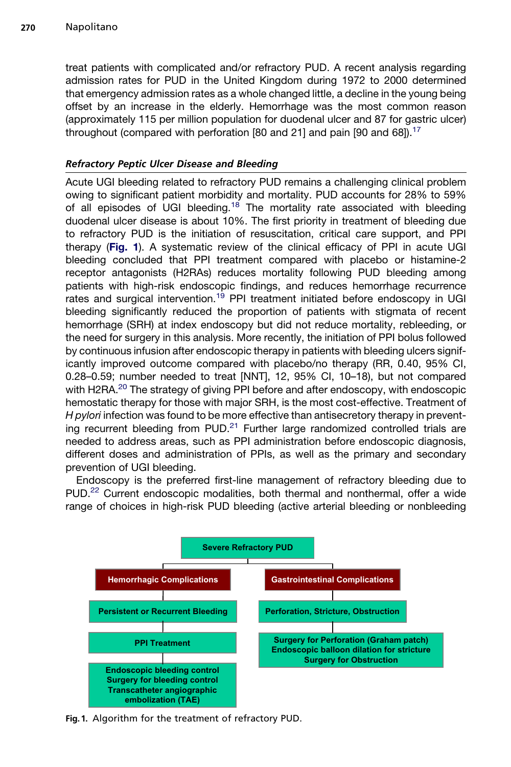treat patients with complicated and/or refractory PUD. A recent analysis regarding admission rates for PUD in the United Kingdom during 1972 to 2000 determined that emergency admission rates as a whole changed little, a decline in the young being offset by an increase in the elderly. Hemorrhage was the most common reason (approximately 115 per million population for duodenal ulcer and 87 for gastric ulcer) throughout (compared with perforation [80 and 21] and pain [90 and 68]).[17]

### *Refractory Peptic Ulcer Disease and Bleeding*

Acute UGI bleeding related to refractory PUD remains a challenging clinical problem owing to significant patient morbidity and mortality. PUD accounts for 28% to 59% of all episodes of UGI bleeding.[18] The mortality rate associated with bleeding duodenal ulcer disease is about 10%. The first priority in treatment of bleeding due to refractory PUD is the initiation of resuscitation, critical care support, and PPI therapy (**Fig. 1**). A systematic review of the clinical efficacy of PPI in acute UGI bleeding concluded that PPI treatment compared with placebo or histamine-2 receptor antagonists (H2RAs) reduces mortality following PUD bleeding among patients with high-risk endoscopic findings, and reduces hemorrhage recurrence rates and surgical intervention.[19] PPI treatment initiated before endoscopy in UGI bleeding significantly reduced the proportion of patients with stigmata of recent hemorrhage (SRH) at index endoscopy but did not reduce mortality, rebleeding, or the need for surgery in this analysis. More recently, the initiation of PPI bolus followed by continuous infusion after endoscopic therapy in patients with bleeding ulcers significantly improved outcome compared with placebo/no therapy (RR, 0.40, 95% CI, 0.28–0.59; number needed to treat [NNT], 12, 95% CI, 10–18), but not compared with H2RA.[20] The strategy of giving PPI before and after endoscopy, with endoscopic hemostatic therapy for those with major SRH, is the most cost-effective. Treatment of *H pylori* infection was found to be more effective than antisecretory therapy in preventing recurrent bleeding from PUD.[21] Further large randomized controlled trials are needed to address areas, such as PPI administration before endoscopic diagnosis, different doses and administration of PPIs, as well as the primary and secondary prevention of UGI bleeding.

Endoscopy is the preferred first-line management of refractory bleeding due to PUD.[22] Current endoscopic modalities, both thermal and nonthermal, offer a wide range of choices in high-risk PUD bleeding (active arterial bleeding or nonbleeding

**Severe Refractory PUD**

- **Hemorrhagic Complications**
  - **Persistent or Recurrent Bleeding**
  - **PPI Treatment**
  - **Endoscopic bleeding control**
    **Surgery for bleeding control**
    **Transcatheter angiographic embolization (TAE)**
- **Gastrointestinal Complications**
  - **Perforation, Stricture, Obstruction**
  - **Surgery for Perforation (Graham patch)**
    **Endoscopic balloon dilation for stricture**
    **Surgery for Obstruction**

**Fig. 1.** Algorithm for the treatment of refractory PUD.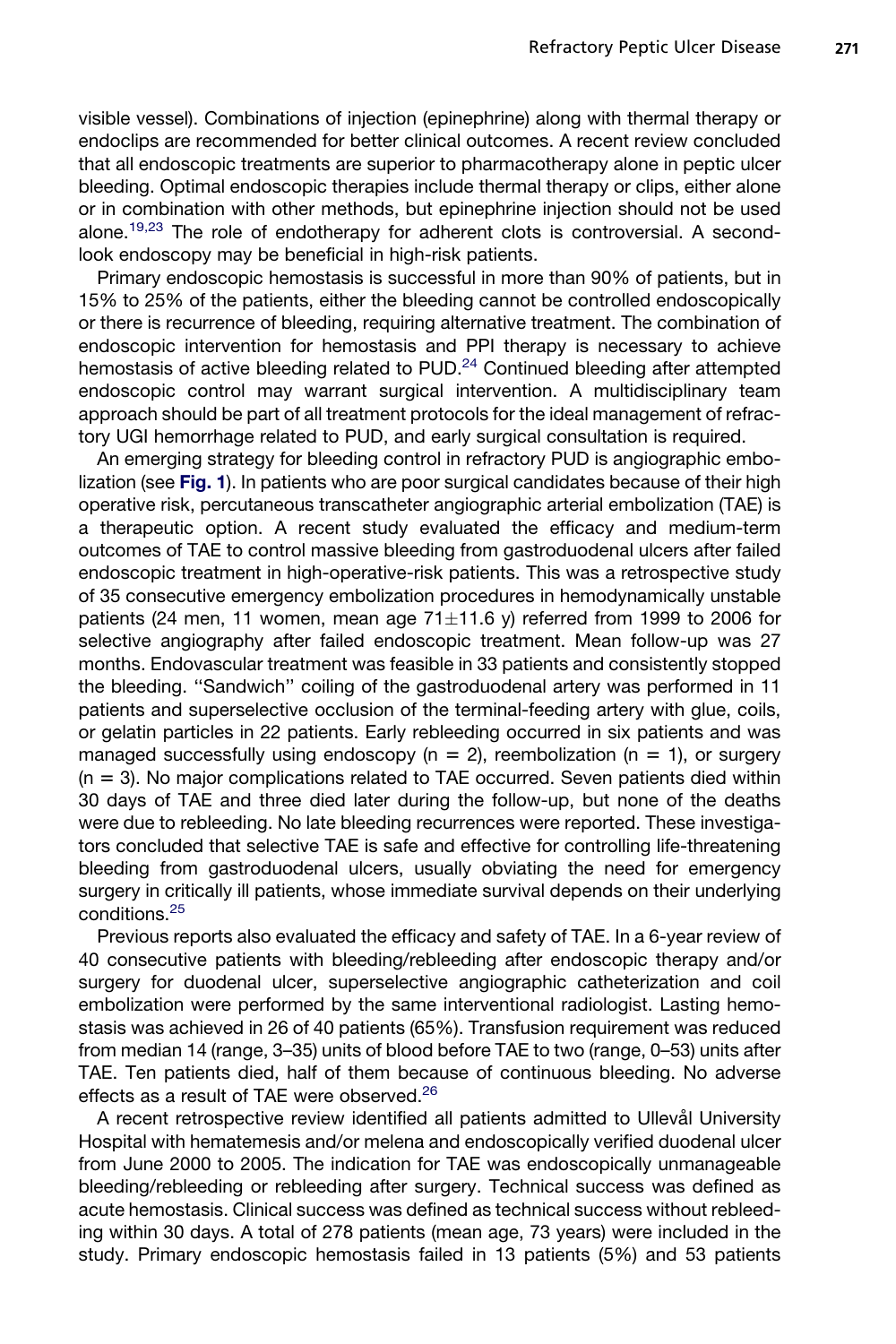visible vessel). Combinations of injection (epinephrine) along with thermal therapy or endoclips are recommended for better clinical outcomes. A recent review concluded that all endoscopic treatments are superior to pharmacotherapy alone in peptic ulcer bleeding. Optimal endoscopic therapies include thermal therapy or clips, either alone or in combination with other methods, but epinephrine injection should not be used alone.[19,23] The role of endotherapy for adherent clots is controversial. A second-look endoscopy may be beneficial in high-risk patients.

Primary endoscopic hemostasis is successful in more than 90% of patients, but in 15% to 25% of the patients, either the bleeding cannot be controlled endoscopically or there is recurrence of bleeding, requiring alternative treatment. The combination of endoscopic intervention for hemostasis and PPI therapy is necessary to achieve hemostasis of active bleeding related to PUD.[24] Continued bleeding after attempted endoscopic control may warrant surgical intervention. A multidisciplinary team approach should be part of all treatment protocols for the ideal management of refractory UGI hemorrhage related to PUD, and early surgical consultation is required.

An emerging strategy for bleeding control in refractory PUD is angiographic embolization (see **Fig. 1**). In patients who are poor surgical candidates because of their high operative risk, percutaneous transcatheter angiographic arterial embolization (TAE) is a therapeutic option. A recent study evaluated the efficacy and medium-term outcomes of TAE to control massive bleeding from gastroduodenal ulcers after failed endoscopic treatment in high-operative-risk patients. This was a retrospective study of 35 consecutive emergency embolization procedures in hemodynamically unstable patients (24 men, 11 women, mean age $71\pm11.6$ y) referred from 1999 to 2006 for selective angiography after failed endoscopic treatment. Mean follow-up was 27 months. Endovascular treatment was feasible in 33 patients and consistently stopped the bleeding. "Sandwich" coiling of the gastroduodenal artery was performed in 11 patients and superselective occlusion of the terminal-feeding artery with glue, coils, or gelatin particles in 22 patients. Early rebleeding occurred in six patients and was managed successfully using endoscopy ($n = 2$), reembolization ($n = 1$), or surgery ($n = 3$). No major complications related to TAE occurred. Seven patients died within 30 days of TAE and three died later during the follow-up, but none of the deaths were due to rebleeding. No late bleeding recurrences were reported. These investigators concluded that selective TAE is safe and effective for controlling life-threatening bleeding from gastroduodenal ulcers, usually obviating the need for emergency surgery in critically ill patients, whose immediate survival depends on their underlying conditions.[25]

Previous reports also evaluated the efficacy and safety of TAE. In a 6-year review of 40 consecutive patients with bleeding/rebleeding after endoscopic therapy and/or surgery for duodenal ulcer, superselective angiographic catheterization and coil embolization were performed by the same interventional radiologist. Lasting hemostasis was achieved in 26 of 40 patients (65%). Transfusion requirement was reduced from median 14 (range, 3–35) units of blood before TAE to two (range, 0–53) units after TAE. Ten patients died, half of them because of continuous bleeding. No adverse effects as a result of TAE were observed.[26]

A recent retrospective review identified all patients admitted to Ullevål University Hospital with hematemesis and/or melena and endoscopically verified duodenal ulcer from June 2000 to 2005. The indication for TAE was endoscopically unmanageable bleeding/rebleeding or rebleeding after surgery. Technical success was defined as acute hemostasis. Clinical success was defined as technical success without rebleeding within 30 days. A total of 278 patients (mean age, 73 years) were included in the study. Primary endoscopic hemostasis failed in 13 patients (5%) and 53 patients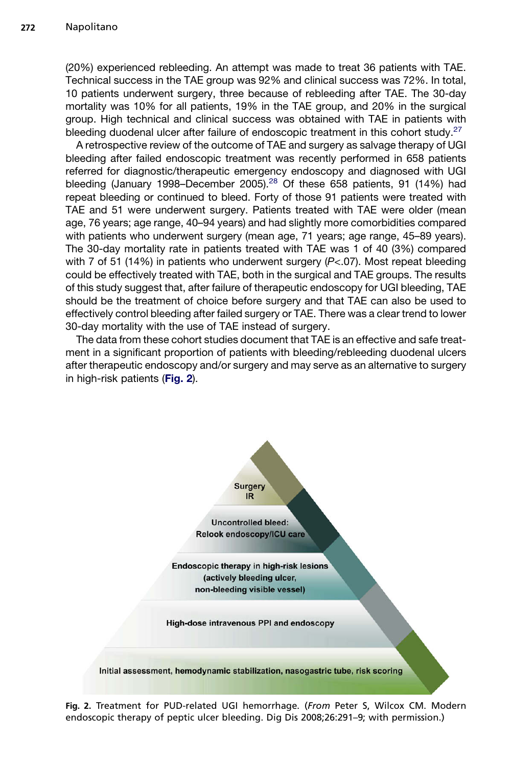(20%) experienced rebleeding. An attempt was made to treat 36 patients with TAE. Technical success in the TAE group was 92% and clinical success was 72%. In total, 10 patients underwent surgery, three because of rebleeding after TAE. The 30-day mortality was 10% for all patients, 19% in the TAE group, and 20% in the surgical group. High technical and clinical success was obtained with TAE in patients with bleeding duodenal ulcer after failure of endoscopic treatment in this cohort study.[27]

A retrospective review of the outcome of TAE and surgery as salvage therapy of UGI bleeding after failed endoscopic treatment was recently performed in 658 patients referred for diagnostic/therapeutic emergency endoscopy and diagnosed with UGI bleeding (January 1998–December 2005).[28] Of these 658 patients, 91 (14%) had repeat bleeding or continued to bleed. Forty of those 91 patients were treated with TAE and 51 were underwent surgery. Patients treated with TAE were older (mean age, 76 years; age range, 40–94 years) and had slightly more comorbidities compared with patients who underwent surgery (mean age, 71 years; age range, 45–89 years). The 30-day mortality rate in patients treated with TAE was 1 of 40 (3%) compared with 7 of 51 (14%) in patients who underwent surgery ($P$<.07). Most repeat bleeding could be effectively treated with TAE, both in the surgical and TAE groups. The results of this study suggest that, after failure of therapeutic endoscopy for UGI bleeding, TAE should be the treatment of choice before surgery and that TAE can also be used to effectively control bleeding after failed surgery or TAE. There was a clear trend to lower 30-day mortality with the use of TAE instead of surgery.

The data from these cohort studies document that TAE is an effective and safe treatment in a significant proportion of patients with bleeding/rebleeding duodenal ulcers after therapeutic endoscopy and/or surgery and may serve as an alternative to surgery in high-risk patients (**Fig. 2**).

Surgery
IR

Uncontrolled bleed:
Relook endoscopy/ICU care

Endoscopic therapy in high-risk lesions
(actively bleeding ulcer,
non-bleeding visible vessel)

High-dose intravenous PPI and endoscopy

Initial assessment, hemodynamic stabilization, nasogastric tube, risk scoring

**Fig. 2.** Treatment for PUD-related UGI hemorrhage. (*From* Peter S, Wilcox CM. Modern endoscopic therapy of peptic ulcer bleeding. Dig Dis 2008;26:291–9; with permission.)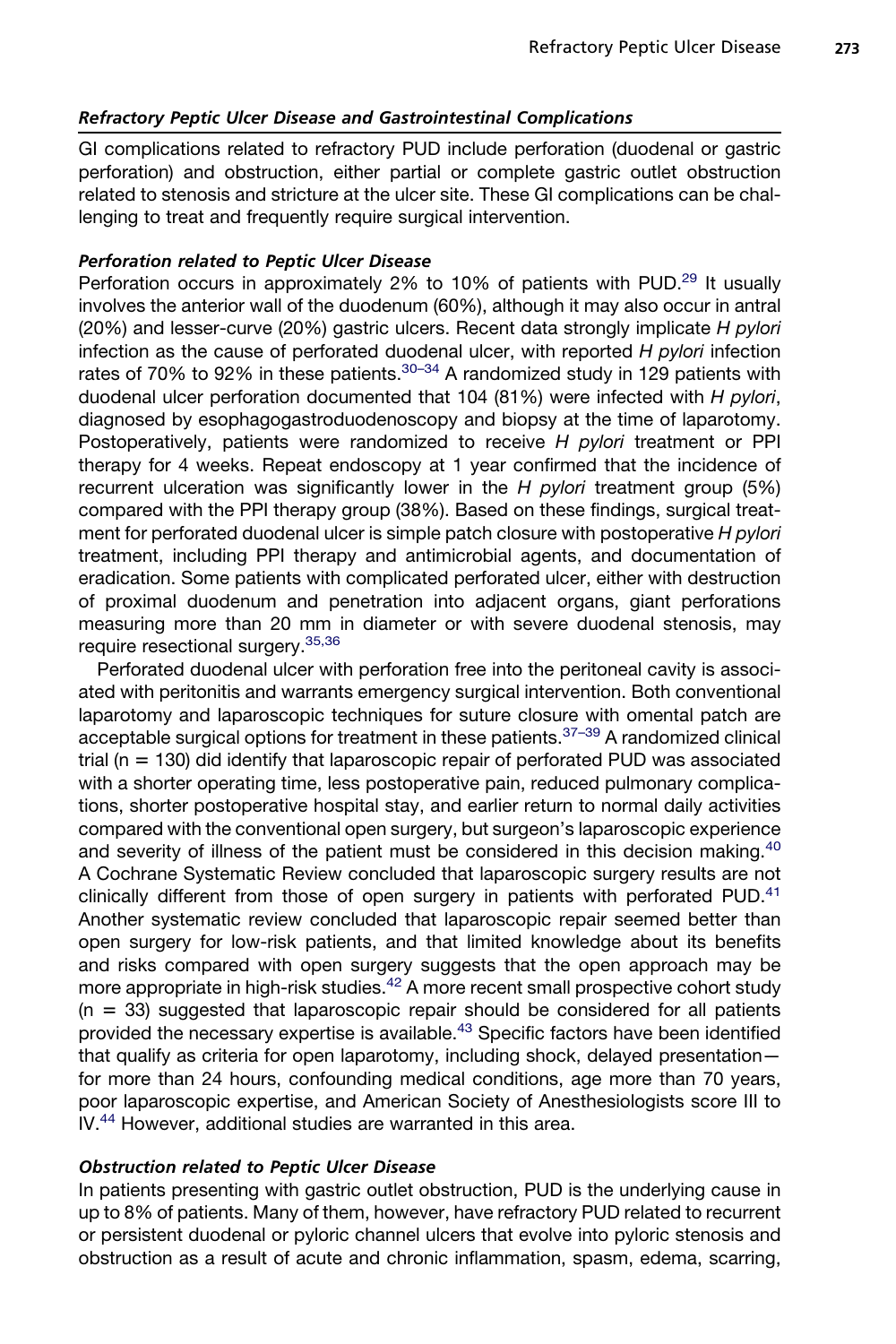### *Refractory Peptic Ulcer Disease and Gastrointestinal Complications*

GI complications related to refractory PUD include perforation (duodenal or gastric perforation) and obstruction, either partial or complete gastric outlet obstruction related to stenosis and stricture at the ulcer site. These GI complications can be challenging to treat and frequently require surgical intervention.

#### *Perforation related to Peptic Ulcer Disease*

Perforation occurs in approximately 2% to 10% of patients with PUD.[29] It usually involves the anterior wall of the duodenum (60%), although it may also occur in antral (20%) and lesser-curve (20%) gastric ulcers. Recent data strongly implicate *H pylori* infection as the cause of perforated duodenal ulcer, with reported *H pylori* infection rates of 70% to 92% in these patients.[30–34] A randomized study in 129 patients with duodenal ulcer perforation documented that 104 (81%) were infected with *H pylori*, diagnosed by esophagogastroduodenoscopy and biopsy at the time of laparotomy. Postoperatively, patients were randomized to receive *H pylori* treatment or PPI therapy for 4 weeks. Repeat endoscopy at 1 year confirmed that the incidence of recurrent ulceration was significantly lower in the *H pylori* treatment group (5%) compared with the PPI therapy group (38%). Based on these findings, surgical treatment for perforated duodenal ulcer is simple patch closure with postoperative *H pylori* treatment, including PPI therapy and antimicrobial agents, and documentation of eradication. Some patients with complicated perforated ulcer, either with destruction of proximal duodenum and penetration into adjacent organs, giant perforations measuring more than 20 mm in diameter or with severe duodenal stenosis, may require resectional surgery.[35,36]

Perforated duodenal ulcer with perforation free into the peritoneal cavity is associated with peritonitis and warrants emergency surgical intervention. Both conventional laparotomy and laparoscopic techniques for suture closure with omental patch are acceptable surgical options for treatment in these patients.[37–39] A randomized clinical trial (n = 130) did identify that laparoscopic repair of perforated PUD was associated with a shorter operating time, less postoperative pain, reduced pulmonary complications, shorter postoperative hospital stay, and earlier return to normal daily activities compared with the conventional open surgery, but surgeon's laparoscopic experience and severity of illness of the patient must be considered in this decision making.[40] A Cochrane Systematic Review concluded that laparoscopic surgery results are not clinically different from those of open surgery in patients with perforated PUD.[41] Another systematic review concluded that laparoscopic repair seemed better than open surgery for low-risk patients, and that limited knowledge about its benefits and risks compared with open surgery suggests that the open approach may be more appropriate in high-risk studies.[42] A more recent small prospective cohort study (n = 33) suggested that laparoscopic repair should be considered for all patients provided the necessary expertise is available.[43] Specific factors have been identified that qualify as criteria for open laparotomy, including shock, delayed presentation—for more than 24 hours, confounding medical conditions, age more than 70 years, poor laparoscopic expertise, and American Society of Anesthesiologists score III to IV.[44] However, additional studies are warranted in this area.

#### *Obstruction related to Peptic Ulcer Disease*

In patients presenting with gastric outlet obstruction, PUD is the underlying cause in up to 8% of patients. Many of them, however, have refractory PUD related to recurrent or persistent duodenal or pyloric channel ulcers that evolve into pyloric stenosis and obstruction as a result of acute and chronic inflammation, spasm, edema, scarring,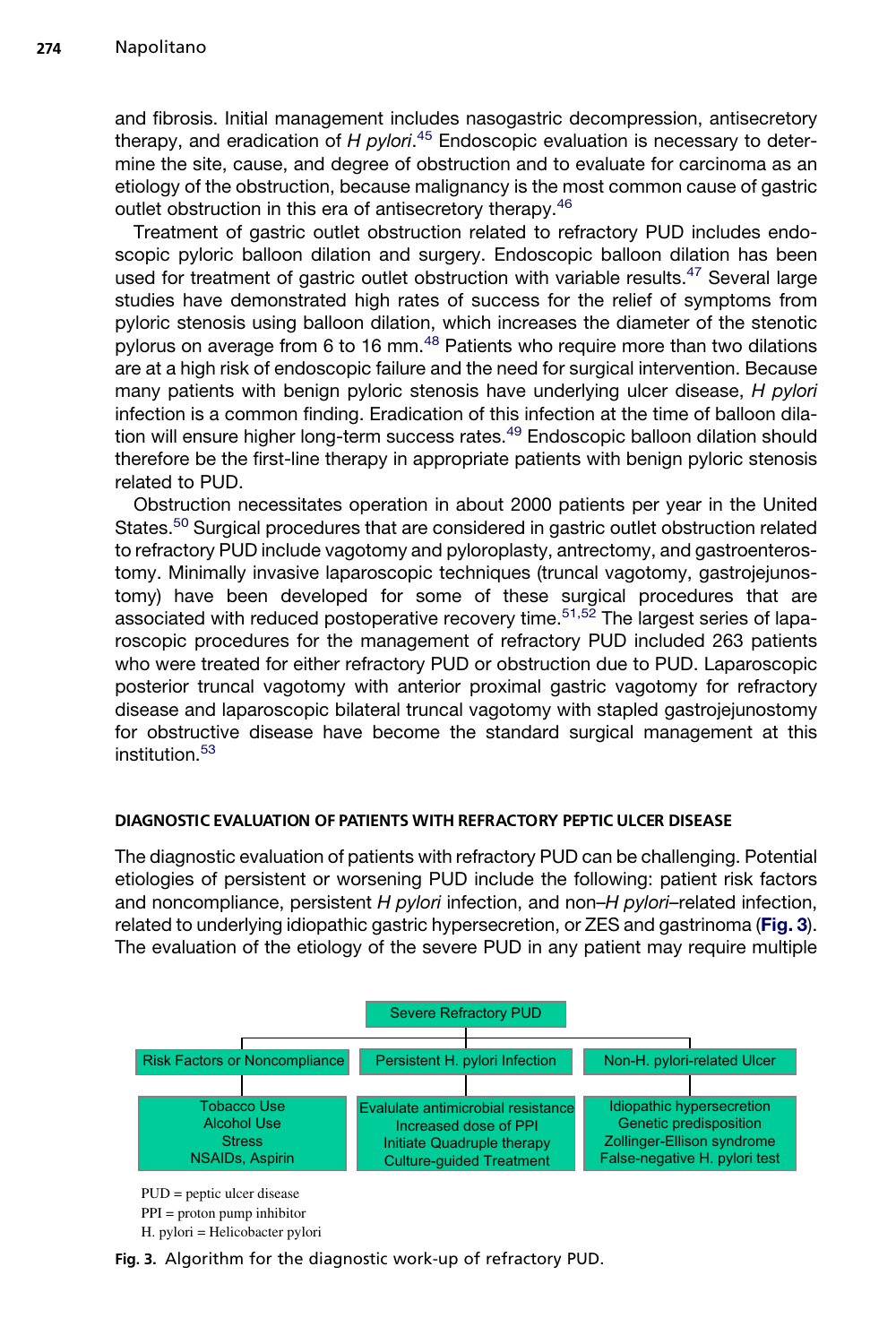and fibrosis. Initial management includes nasogastric decompression, antisecretory therapy, and eradication of *H pylori*.[45] Endoscopic evaluation is necessary to determine the site, cause, and degree of obstruction and to evaluate for carcinoma as an etiology of the obstruction, because malignancy is the most common cause of gastric outlet obstruction in this era of antisecretory therapy.[46]

Treatment of gastric outlet obstruction related to refractory PUD includes endoscopic pyloric balloon dilation and surgery. Endoscopic balloon dilation has been used for treatment of gastric outlet obstruction with variable results.[47] Several large studies have demonstrated high rates of success for the relief of symptoms from pyloric stenosis using balloon dilation, which increases the diameter of the stenotic pylorus on average from 6 to 16 mm.[48] Patients who require more than two dilations are at a high risk of endoscopic failure and the need for surgical intervention. Because many patients with benign pyloric stenosis have underlying ulcer disease, *H pylori* infection is a common finding. Eradication of this infection at the time of balloon dilation will ensure higher long-term success rates.[49] Endoscopic balloon dilation should therefore be the first-line therapy in appropriate patients with benign pyloric stenosis related to PUD.

Obstruction necessitates operation in about 2000 patients per year in the United States.[50] Surgical procedures that are considered in gastric outlet obstruction related to refractory PUD include vagotomy and pyloroplasty, antrectomy, and gastroenterostomy. Minimally invasive laparoscopic techniques (truncal vagotomy, gastrojejunostomy) have been developed for some of these surgical procedures that are associated with reduced postoperative recovery time.[51,52] The largest series of laparoscopic procedures for the management of refractory PUD included 263 patients who were treated for either refractory PUD or obstruction due to PUD. Laparoscopic posterior truncal vagotomy with anterior proximal gastric vagotomy for refractory disease and laparoscopic bilateral truncal vagotomy with stapled gastrojejunostomy for obstructive disease have become the standard surgical management at this institution.[53]

## DIAGNOSTIC EVALUATION OF PATIENTS WITH REFRACTORY PEPTIC ULCER DISEASE

The diagnostic evaluation of patients with refractory PUD can be challenging. Potential etiologies of persistent or worsening PUD include the following: patient risk factors and noncompliance, persistent *H pylori* infection, and non–*H pylori*–related infection, related to underlying idiopathic gastric hypersecretion, or ZES and gastrinoma (**Fig. 3**). The evaluation of the etiology of the severe PUD in any patient may require multiple

Severe Refractory PUD

| Risk Factors or Noncompliance | Persistent H. pylori Infection | Non-H. pylori-related Ulcer |
|---|---|---|
| Tobacco Use<br>Alcohol Use<br>Stress<br>NSAIDs, Aspirin | Evaluate antimicrobial resistance<br>Increased dose of PPI<br>Initiate Quadruple therapy<br>Culture-guided Treatment | Idiopathic hypersecretion<br>Genetic predisposition<br>Zollinger-Ellison syndrome<br>False-negative H. pylori test |

PUD = peptic ulcer disease
PPI = proton pump inhibitor
H. pylori = Helicobacter pylori

**Fig. 3.** Algorithm for the diagnostic work-up of refractory PUD.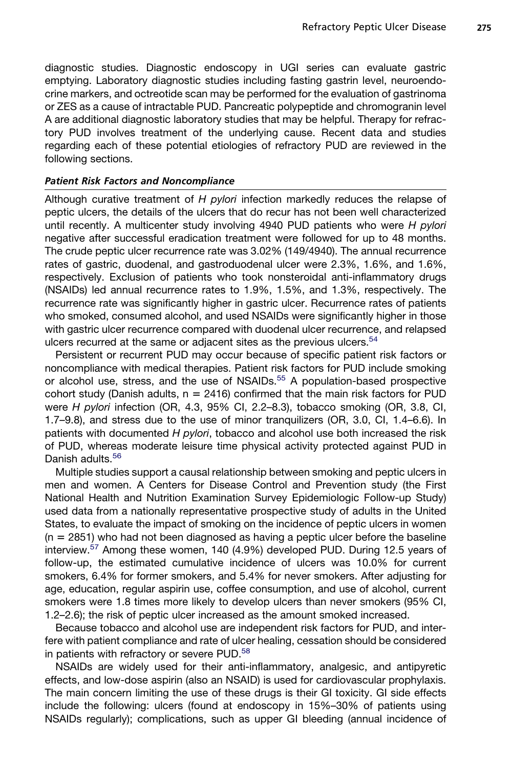diagnostic studies. Diagnostic endoscopy in UGI series can evaluate gastric emptying. Laboratory diagnostic studies including fasting gastrin level, neuroendocrine markers, and octreotide scan may be performed for the evaluation of gastrinoma or ZES as a cause of intractable PUD. Pancreatic polypeptide and chromogranin level A are additional diagnostic laboratory studies that may be helpful. Therapy for refractory PUD involves treatment of the underlying cause. Recent data and studies regarding each of these potential etiologies of refractory PUD are reviewed in the following sections.

### *Patient Risk Factors and Noncompliance*

Although curative treatment of *H pylori* infection markedly reduces the relapse of peptic ulcers, the details of the ulcers that do recur has not been well characterized until recently. A multicenter study involving 4940 PUD patients who were *H pylori* negative after successful eradication treatment were followed for up to 48 months. The crude peptic ulcer recurrence rate was 3.02% (149/4940). The annual recurrence rates of gastric, duodenal, and gastroduodenal ulcer were 2.3%, 1.6%, and 1.6%, respectively. Exclusion of patients who took nonsteroidal anti-inflammatory drugs (NSAIDs) led annual recurrence rates to 1.9%, 1.5%, and 1.3%, respectively. The recurrence rate was significantly higher in gastric ulcer. Recurrence rates of patients who smoked, consumed alcohol, and used NSAIDs were significantly higher in those with gastric ulcer recurrence compared with duodenal ulcer recurrence, and relapsed ulcers recurred at the same or adjacent sites as the previous ulcers.[54]

Persistent or recurrent PUD may occur because of specific patient risk factors or noncompliance with medical therapies. Patient risk factors for PUD include smoking or alcohol use, stress, and the use of NSAIDs.[55] A population-based prospective cohort study (Danish adults, n = 2416) confirmed that the main risk factors for PUD were *H pylori* infection (OR, 4.3, 95% CI, 2.2–8.3), tobacco smoking (OR, 3.8, CI, 1.7–9.8), and stress due to the use of minor tranquilizers (OR, 3.0, CI, 1.4–6.6). In patients with documented *H pylori*, tobacco and alcohol use both increased the risk of PUD, whereas moderate leisure time physical activity protected against PUD in Danish adults.[56]

Multiple studies support a causal relationship between smoking and peptic ulcers in men and women. A Centers for Disease Control and Prevention study (the First National Health and Nutrition Examination Survey Epidemiologic Follow-up Study) used data from a nationally representative prospective study of adults in the United States, to evaluate the impact of smoking on the incidence of peptic ulcers in women (n = 2851) who had not been diagnosed as having a peptic ulcer before the baseline interview.[57] Among these women, 140 (4.9%) developed PUD. During 12.5 years of follow-up, the estimated cumulative incidence of ulcers was 10.0% for current smokers, 6.4% for former smokers, and 5.4% for never smokers. After adjusting for age, education, regular aspirin use, coffee consumption, and use of alcohol, current smokers were 1.8 times more likely to develop ulcers than never smokers (95% CI, 1.2–2.6); the risk of peptic ulcer increased as the amount smoked increased.

Because tobacco and alcohol use are independent risk factors for PUD, and interfere with patient compliance and rate of ulcer healing, cessation should be considered in patients with refractory or severe PUD.[58]

NSAIDs are widely used for their anti-inflammatory, analgesic, and antipyretic effects, and low-dose aspirin (also an NSAID) is used for cardiovascular prophylaxis. The main concern limiting the use of these drugs is their GI toxicity. GI side effects include the following: ulcers (found at endoscopy in 15%–30% of patients using NSAIDs regularly); complications, such as upper GI bleeding (annual incidence of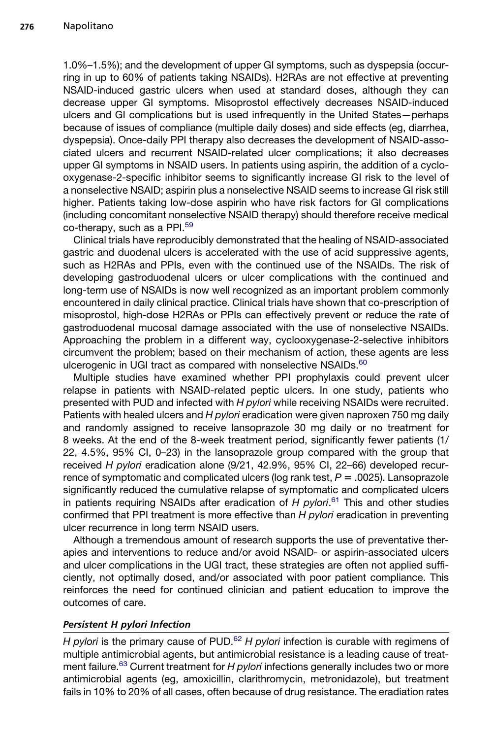1.0%–1.5%); and the development of upper GI symptoms, such as dyspepsia (occurring in up to 60% of patients taking NSAIDs). H2RAs are not effective at preventing NSAID-induced gastric ulcers when used at standard doses, although they can decrease upper GI symptoms. Misoprostol effectively decreases NSAID-induced ulcers and GI complications but is used infrequently in the United States—perhaps because of issues of compliance (multiple daily doses) and side effects (eg, diarrhea, dyspepsia). Once-daily PPI therapy also decreases the development of NSAID-associated ulcers and recurrent NSAID-related ulcer complications; it also decreases upper GI symptoms in NSAID users. In patients using aspirin, the addition of a cyclooxygenase-2-specific inhibitor seems to significantly increase GI risk to the level of a nonselective NSAID; aspirin plus a nonselective NSAID seems to increase GI risk still higher. Patients taking low-dose aspirin who have risk factors for GI complications (including concomitant nonselective NSAID therapy) should therefore receive medical co-therapy, such as a PPI.[59]

Clinical trials have reproducibly demonstrated that the healing of NSAID-associated gastric and duodenal ulcers is accelerated with the use of acid suppressive agents, such as H2RAs and PPIs, even with the continued use of the NSAIDs. The risk of developing gastroduodenal ulcers or ulcer complications with the continued and long-term use of NSAIDs is now well recognized as an important problem commonly encountered in daily clinical practice. Clinical trials have shown that co-prescription of misoprostol, high-dose H2RAs or PPIs can effectively prevent or reduce the rate of gastroduodenal mucosal damage associated with the use of nonselective NSAIDs. Approaching the problem in a different way, cyclooxygenase-2-selective inhibitors circumvent the problem; based on their mechanism of action, these agents are less ulcerogenic in UGI tract as compared with nonselective NSAIDs.[60]

Multiple studies have examined whether PPI prophylaxis could prevent ulcer relapse in patients with NSAID-related peptic ulcers. In one study, patients who presented with PUD and infected with *H pylori* while receiving NSAIDs were recruited. Patients with healed ulcers and *H pylori* eradication were given naproxen 750 mg daily and randomly assigned to receive lansoprazole 30 mg daily or no treatment for 8 weeks. At the end of the 8-week treatment period, significantly fewer patients (1/22, 4.5%, 95% CI, 0–23) in the lansoprazole group compared with the group that received *H pylori* eradication alone (9/21, 42.9%, 95% CI, 22–66) developed recurrence of symptomatic and complicated ulcers (log rank test, $P = .0025$). Lansoprazole significantly reduced the cumulative relapse of symptomatic and complicated ulcers in patients requiring NSAIDs after eradication of *H pylori*.[61] This and other studies confirmed that PPI treatment is more effective than *H pylori* eradication in preventing ulcer recurrence in long term NSAID users.

Although a tremendous amount of research supports the use of preventative therapies and interventions to reduce and/or avoid NSAID- or aspirin-associated ulcers and ulcer complications in the UGI tract, these strategies are often not applied sufficiently, not optimally dosed, and/or associated with poor patient compliance. This reinforces the need for continued clinician and patient education to improve the outcomes of care.

### *Persistent H pylori Infection*

*H pylori* is the primary cause of PUD.[62] *H pylori* infection is curable with regimens of multiple antimicrobial agents, but antimicrobial resistance is a leading cause of treatment failure.[63] Current treatment for *H pylori* infections generally includes two or more antimicrobial agents (eg, amoxicillin, clarithromycin, metronidazole), but treatment fails in 10% to 20% of all cases, often because of drug resistance. The eradiation rates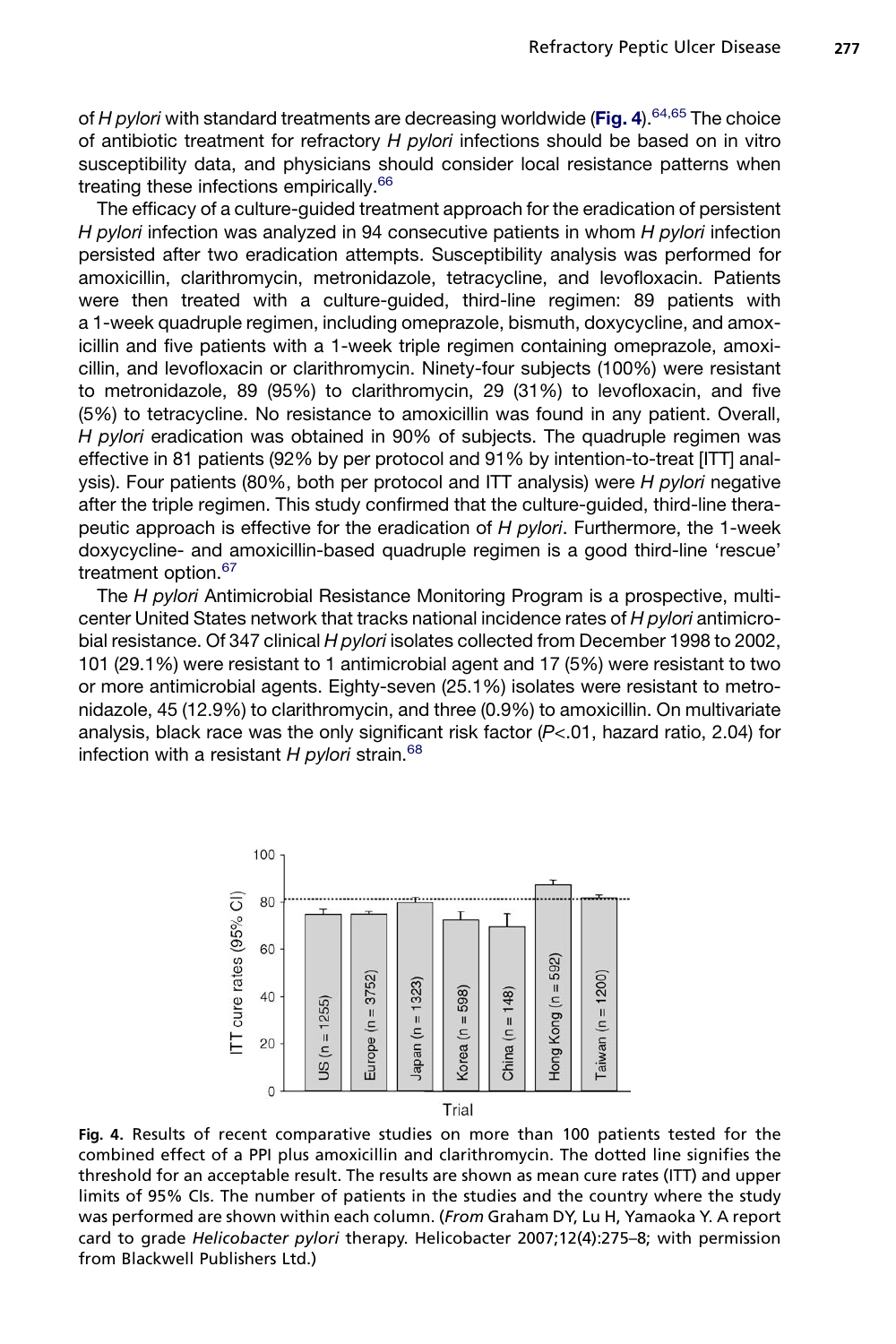of *H pylori* with standard treatments are decreasing worldwide (**Fig. 4**).[64,65] The choice of antibiotic treatment for refractory *H pylori* infections should be based on in vitro susceptibility data, and physicians should consider local resistance patterns when treating these infections empirically.[66]

The efficacy of a culture-guided treatment approach for the eradication of persistent *H pylori* infection was analyzed in 94 consecutive patients in whom *H pylori* infection persisted after two eradication attempts. Susceptibility analysis was performed for amoxicillin, clarithromycin, metronidazole, tetracycline, and levofloxacin. Patients were then treated with a culture-guided, third-line regimen: 89 patients with a 1-week quadruple regimen, including omeprazole, bismuth, doxycycline, and amoxicillin and five patients with a 1-week triple regimen containing omeprazole, amoxicillin, and levofloxacin or clarithromycin. Ninety-four subjects (100%) were resistant to metronidazole, 89 (95%) to clarithromycin, 29 (31%) to levofloxacin, and five (5%) to tetracycline. No resistance to amoxicillin was found in any patient. Overall, *H pylori* eradication was obtained in 90% of subjects. The quadruple regimen was effective in 81 patients (92% by per protocol and 91% by intention-to-treat [ITT] analysis). Four patients (80%, both per protocol and ITT analysis) were *H pylori* negative after the triple regimen. This study confirmed that the culture-guided, third-line therapeutic approach is effective for the eradication of *H pylori*. Furthermore, the 1-week doxycycline- and amoxicillin-based quadruple regimen is a good third-line 'rescue' treatment option.[67]

The *H pylori* Antimicrobial Resistance Monitoring Program is a prospective, multicenter United States network that tracks national incidence rates of *H pylori* antimicrobial resistance. Of 347 clinical *H pylori* isolates collected from December 1998 to 2002, 101 (29.1%) were resistant to 1 antimicrobial agent and 17 (5%) were resistant to two or more antimicrobial agents. Eighty-seven (25.1%) isolates were resistant to metronidazole, 45 (12.9%) to clarithromycin, and three (0.9%) to amoxicillin. On multivariate analysis, black race was the only significant risk factor ($P<.01$, hazard ratio, 2.04) for infection with a resistant *H pylori* strain.[68]

**Fig. 4.** Results of recent comparative studies on more than 100 patients tested for the combined effect of a PPI plus amoxicillin and clarithromycin. The dotted line signifies the threshold for an acceptable result. The results are shown as mean cure rates (ITT) and upper limits of 95% CIs. The number of patients in the studies and the country where the study was performed are shown within each column. (*From* Graham DY, Lu H, Yamaoka Y. A report card to grade *Helicobacter pylori* therapy. Helicobacter 2007;12(4):275–8; with permission from Blackwell Publishers Ltd.)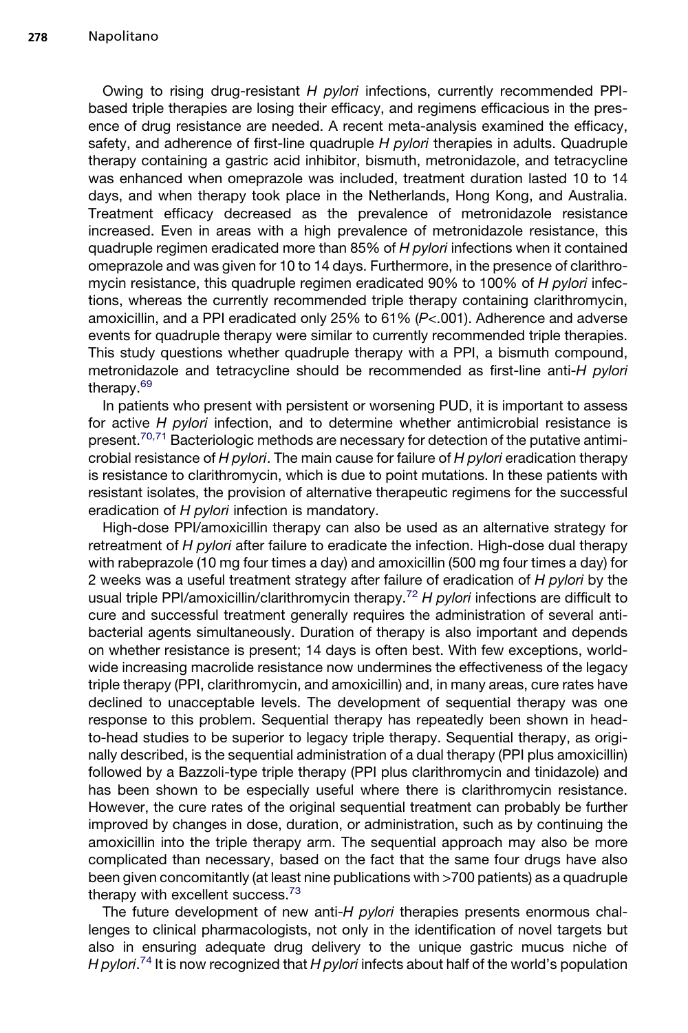Owing to rising drug-resistant *H pylori* infections, currently recommended PPI-based triple therapies are losing their efficacy, and regimens efficacious in the presence of drug resistance are needed. A recent meta-analysis examined the efficacy, safety, and adherence of first-line quadruple *H pylori* therapies in adults. Quadruple therapy containing a gastric acid inhibitor, bismuth, metronidazole, and tetracycline was enhanced when omeprazole was included, treatment duration lasted 10 to 14 days, and when therapy took place in the Netherlands, Hong Kong, and Australia. Treatment efficacy decreased as the prevalence of metronidazole resistance increased. Even in areas with a high prevalence of metronidazole resistance, this quadruple regimen eradicated more than 85% of *H pylori* infections when it contained omeprazole and was given for 10 to 14 days. Furthermore, in the presence of clarithromycin resistance, this quadruple regimen eradicated 90% to 100% of *H pylori* infections, whereas the currently recommended triple therapy containing clarithromycin, amoxicillin, and a PPI eradicated only 25% to 61% ($P<.001$). Adherence and adverse events for quadruple therapy were similar to currently recommended triple therapies. This study questions whether quadruple therapy with a PPI, a bismuth compound, metronidazole and tetracycline should be recommended as first-line anti-*H pylori* therapy.[69]

In patients who present with persistent or worsening PUD, it is important to assess for active *H pylori* infection, and to determine whether antimicrobial resistance is present.[70,71] Bacteriologic methods are necessary for detection of the putative antimicrobial resistance of *H pylori*. The main cause for failure of *H pylori* eradication therapy is resistance to clarithromycin, which is due to point mutations. In these patients with resistant isolates, the provision of alternative therapeutic regimens for the successful eradication of *H pylori* infection is mandatory.

High-dose PPI/amoxicillin therapy can also be used as an alternative strategy for retreatment of *H pylori* after failure to eradicate the infection. High-dose dual therapy with rabeprazole (10 mg four times a day) and amoxicillin (500 mg four times a day) for 2 weeks was a useful treatment strategy after failure of eradication of *H pylori* by the usual triple PPI/amoxicillin/clarithromycin therapy.[72] *H pylori* infections are difficult to cure and successful treatment generally requires the administration of several antibacterial agents simultaneously. Duration of therapy is also important and depends on whether resistance is present; 14 days is often best. With few exceptions, worldwide increasing macrolide resistance now undermines the effectiveness of the legacy triple therapy (PPI, clarithromycin, and amoxicillin) and, in many areas, cure rates have declined to unacceptable levels. The development of sequential therapy was one response to this problem. Sequential therapy has repeatedly been shown in head-to-head studies to be superior to legacy triple therapy. Sequential therapy, as originally described, is the sequential administration of a dual therapy (PPI plus amoxicillin) followed by a Bazzoli-type triple therapy (PPI plus clarithromycin and tinidazole) and has been shown to be especially useful where there is clarithromycin resistance. However, the cure rates of the original sequential treatment can probably be further improved by changes in dose, duration, or administration, such as by continuing the amoxicillin into the triple therapy arm. The sequential approach may also be more complicated than necessary, based on the fact that the same four drugs have also been given concomitantly (at least nine publications with >700 patients) as a quadruple therapy with excellent success.[73]

The future development of new anti-*H pylori* therapies presents enormous challenges to clinical pharmacologists, not only in the identification of novel targets but also in ensuring adequate drug delivery to the unique gastric mucus niche of *H pylori*.[74] It is now recognized that *H pylori* infects about half of the world's population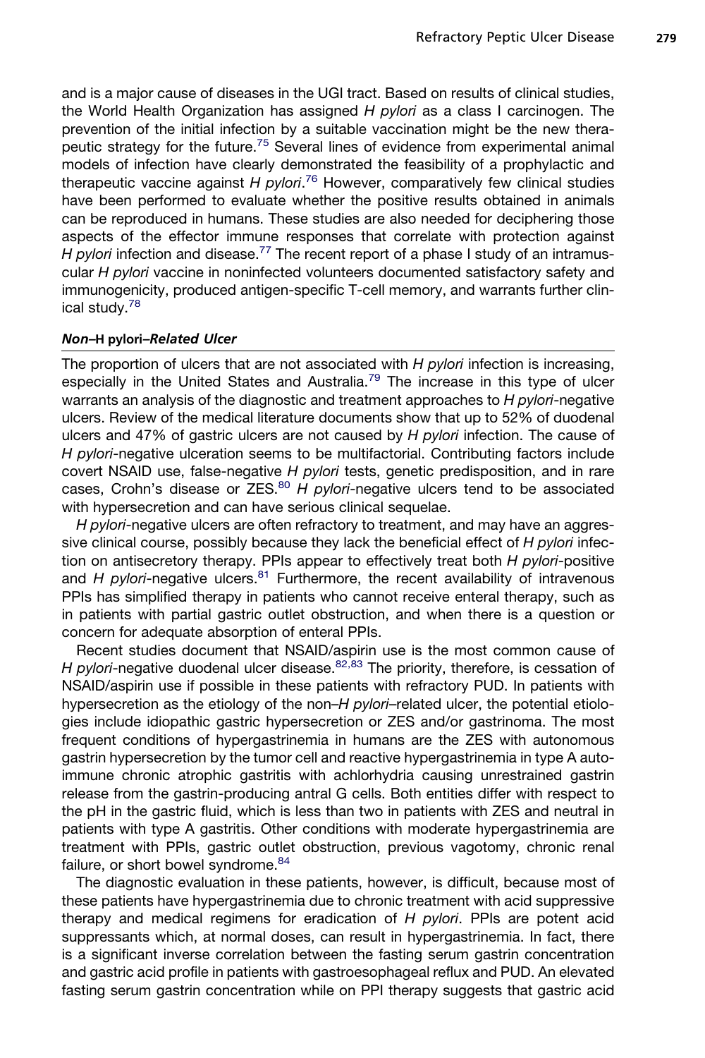and is a major cause of diseases in the UGI tract. Based on results of clinical studies, the World Health Organization has assigned *H pylori* as a class I carcinogen. The prevention of the initial infection by a suitable vaccination might be the new therapeutic strategy for the future.[75] Several lines of evidence from experimental animal models of infection have clearly demonstrated the feasibility of a prophylactic and therapeutic vaccine against *H pylori*.[76] However, comparatively few clinical studies have been performed to evaluate whether the positive results obtained in animals can be reproduced in humans. These studies are also needed for deciphering those aspects of the effector immune responses that correlate with protection against *H pylori* infection and disease.[77] The recent report of a phase I study of an intramuscular *H pylori* vaccine in noninfected volunteers documented satisfactory safety and immunogenicity, produced antigen-specific T-cell memory, and warrants further clinical study.[78]

### *Non–*H pylori*–Related Ulcer*

The proportion of ulcers that are not associated with *H pylori* infection is increasing, especially in the United States and Australia.[79] The increase in this type of ulcer warrants an analysis of the diagnostic and treatment approaches to *H pylori*-negative ulcers. Review of the medical literature documents show that up to 52% of duodenal ulcers and 47% of gastric ulcers are not caused by *H pylori* infection. The cause of *H pylori*-negative ulceration seems to be multifactorial. Contributing factors include covert NSAID use, false-negative *H pylori* tests, genetic predisposition, and in rare cases, Crohn's disease or ZES.[80] *H pylori*-negative ulcers tend to be associated with hypersecretion and can have serious clinical sequelae.

*H pylori*-negative ulcers are often refractory to treatment, and may have an aggressive clinical course, possibly because they lack the beneficial effect of *H pylori* infection on antisecretory therapy. PPIs appear to effectively treat both *H pylori*-positive and *H pylori*-negative ulcers.[81] Furthermore, the recent availability of intravenous PPIs has simplified therapy in patients who cannot receive enteral therapy, such as in patients with partial gastric outlet obstruction, and when there is a question or concern for adequate absorption of enteral PPIs.

Recent studies document that NSAID/aspirin use is the most common cause of *H pylori*-negative duodenal ulcer disease.[82,83] The priority, therefore, is cessation of NSAID/aspirin use if possible in these patients with refractory PUD. In patients with hypersecretion as the etiology of the non–*H pylori*–related ulcer, the potential etiologies include idiopathic gastric hypersecretion or ZES and/or gastrinoma. The most frequent conditions of hypergastrinemia in humans are the ZES with autonomous gastrin hypersecretion by the tumor cell and reactive hypergastrinemia in type A autoimmune chronic atrophic gastritis with achlorhydria causing unrestrained gastrin release from the gastrin-producing antral G cells. Both entities differ with respect to the pH in the gastric fluid, which is less than two in patients with ZES and neutral in patients with type A gastritis. Other conditions with moderate hypergastrinemia are treatment with PPIs, gastric outlet obstruction, previous vagotomy, chronic renal failure, or short bowel syndrome.[84]

The diagnostic evaluation in these patients, however, is difficult, because most of these patients have hypergastrinemia due to chronic treatment with acid suppressive therapy and medical regimens for eradication of *H pylori*. PPIs are potent acid suppressants which, at normal doses, can result in hypergastrinemia. In fact, there is a significant inverse correlation between the fasting serum gastrin concentration and gastric acid profile in patients with gastroesophageal reflux and PUD. An elevated fasting serum gastrin concentration while on PPI therapy suggests that gastric acid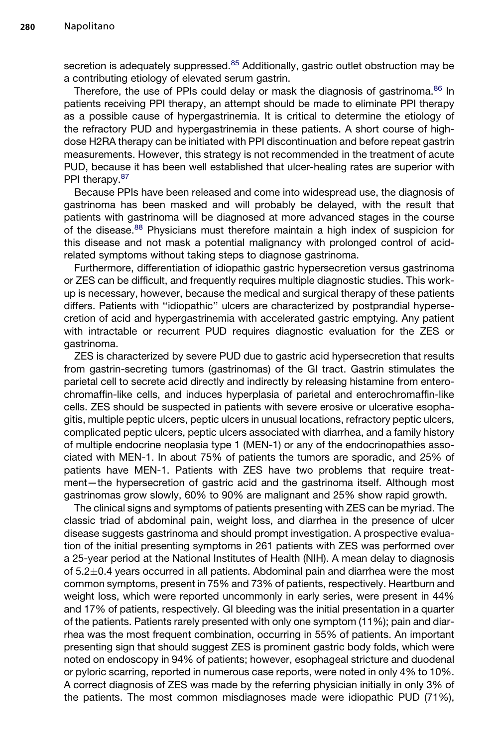secretion is adequately suppressed.[85] Additionally, gastric outlet obstruction may be a contributing etiology of elevated serum gastrin.

Therefore, the use of PPIs could delay or mask the diagnosis of gastrinoma.[86] In patients receiving PPI therapy, an attempt should be made to eliminate PPI therapy as a possible cause of hypergastrinemia. It is critical to determine the etiology of the refractory PUD and hypergastrinemia in these patients. A short course of high-dose H2RA therapy can be initiated with PPI discontinuation and before repeat gastrin measurements. However, this strategy is not recommended in the treatment of acute PUD, because it has been well established that ulcer-healing rates are superior with PPI therapy.[87]

Because PPIs have been released and come into widespread use, the diagnosis of gastrinoma has been masked and will probably be delayed, with the result that patients with gastrinoma will be diagnosed at more advanced stages in the course of the disease.[88] Physicians must therefore maintain a high index of suspicion for this disease and not mask a potential malignancy with prolonged control of acid-related symptoms without taking steps to diagnose gastrinoma.

Furthermore, differentiation of idiopathic gastric hypersecretion versus gastrinoma or ZES can be difficult, and frequently requires multiple diagnostic studies. This work-up is necessary, however, because the medical and surgical therapy of these patients differs. Patients with "idiopathic" ulcers are characterized by postprandial hypersecretion of acid and hypergastrinemia with accelerated gastric emptying. Any patient with intractable or recurrent PUD requires diagnostic evaluation for the ZES or gastrinoma.

ZES is characterized by severe PUD due to gastric acid hypersecretion that results from gastrin-secreting tumors (gastrinomas) of the GI tract. Gastrin stimulates the parietal cell to secrete acid directly and indirectly by releasing histamine from enterochromaffin-like cells, and induces hyperplasia of parietal and enterochromaffin-like cells. ZES should be suspected in patients with severe erosive or ulcerative esophagitis, multiple peptic ulcers, peptic ulcers in unusual locations, refractory peptic ulcers, complicated peptic ulcers, peptic ulcers associated with diarrhea, and a family history of multiple endocrine neoplasia type 1 (MEN-1) or any of the endocrinopathies associated with MEN-1. In about 75% of patients the tumors are sporadic, and 25% of patients have MEN-1. Patients with ZES have two problems that require treatment—the hypersecretion of gastric acid and the gastrinoma itself. Although most gastrinomas grow slowly, 60% to 90% are malignant and 25% show rapid growth.

The clinical signs and symptoms of patients presenting with ZES can be myriad. The classic triad of abdominal pain, weight loss, and diarrhea in the presence of ulcer disease suggests gastrinoma and should prompt investigation. A prospective evaluation of the initial presenting symptoms in 261 patients with ZES was performed over a 25-year period at the National Institutes of Health (NIH). A mean delay to diagnosis of $5.2 \pm 0.4$ years occurred in all patients. Abdominal pain and diarrhea were the most common symptoms, present in 75% and 73% of patients, respectively. Heartburn and weight loss, which were reported uncommonly in early series, were present in 44% and 17% of patients, respectively. GI bleeding was the initial presentation in a quarter of the patients. Patients rarely presented with only one symptom (11%); pain and diarrhea was the most frequent combination, occurring in 55% of patients. An important presenting sign that should suggest ZES is prominent gastric body folds, which were noted on endoscopy in 94% of patients; however, esophageal stricture and duodenal or pyloric scarring, reported in numerous case reports, were noted in only 4% to 10%. A correct diagnosis of ZES was made by the referring physician initially in only 3% of the patients. The most common misdiagnoses made were idiopathic PUD (71%),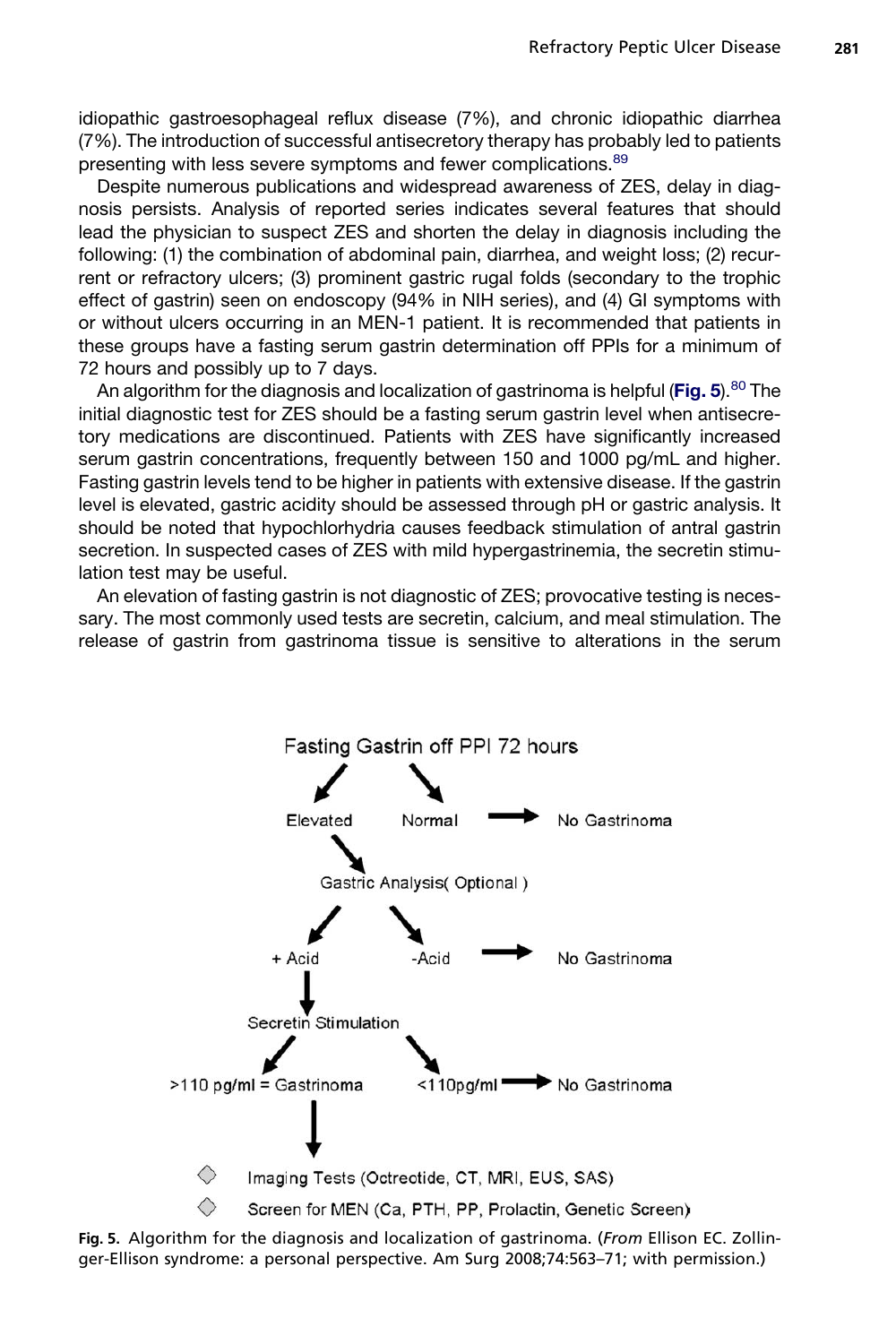idiopathic gastroesophageal reflux disease (7%), and chronic idiopathic diarrhea (7%). The introduction of successful antisecretory therapy has probably led to patients presenting with less severe symptoms and fewer complications.[89]

Despite numerous publications and widespread awareness of ZES, delay in diagnosis persists. Analysis of reported series indicates several features that should lead the physician to suspect ZES and shorten the delay in diagnosis including the following: (1) the combination of abdominal pain, diarrhea, and weight loss; (2) recurrent or refractory ulcers; (3) prominent gastric rugal folds (secondary to the trophic effect of gastrin) seen on endoscopy (94% in NIH series), and (4) GI symptoms with or without ulcers occurring in an MEN-1 patient. It is recommended that patients in these groups have a fasting serum gastrin determination off PPIs for a minimum of 72 hours and possibly up to 7 days.

An algorithm for the diagnosis and localization of gastrinoma is helpful (**Fig. 5**).[80] The initial diagnostic test for ZES should be a fasting serum gastrin level when antisecretory medications are discontinued. Patients with ZES have significantly increased serum gastrin concentrations, frequently between 150 and 1000 pg/mL and higher. Fasting gastrin levels tend to be higher in patients with extensive disease. If the gastrin level is elevated, gastric acidity should be assessed through pH or gastric analysis. It should be noted that hypochlorhydria causes feedback stimulation of antral gastrin secretion. In suspected cases of ZES with mild hypergastrinemia, the secretin stimulation test may be useful.

An elevation of fasting gastrin is not diagnostic of ZES; provocative testing is necessary. The most commonly used tests are secretin, calcium, and meal stimulation. The release of gastrin from gastrinoma tissue is sensitive to alterations in the serum

```
Fasting Gastrin off PPI 72 hours
├── Normal → No Gastrinoma
└── Elevated
    └── Gastric Analysis( Optional )
        ├── -Acid → No Gastrinoma
        └── + Acid
            └── Secretin Stimulation
                ├── <110pg/ml → No Gastrinoma
                └── >110 pg/ml = Gastrinoma
                    ◇ Imaging Tests (Octreotide, CT, MRI, EUS, SAS)
                    ◇ Screen for MEN (Ca, PTH, PP, Prolactin, Genetic Screen)
```

**Fig. 5.** Algorithm for the diagnosis and localization of gastrinoma. (*From* Ellison EC. Zollinger-Ellison syndrome: a personal perspective. Am Surg 2008;74:563–71; with permission.)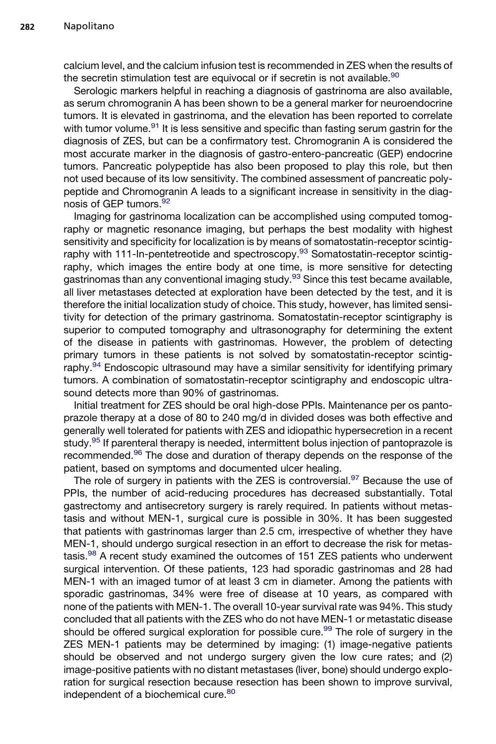calcium level, and the calcium infusion test is recommended in ZES when the results of the secretin stimulation test are equivocal or if secretin is not available.[90]

Serologic markers helpful in reaching a diagnosis of gastrinoma are also available, as serum chromogranin A has been shown to be a general marker for neuroendocrine tumors. It is elevated in gastrinoma, and the elevation has been reported to correlate with tumor volume.[91] It is less sensitive and specific than fasting serum gastrin for the diagnosis of ZES, but can be a confirmatory test. Chromogranin A is considered the most accurate marker in the diagnosis of gastro-entero-pancreatic (GEP) endocrine tumors. Pancreatic polypeptide has also been proposed to play this role, but then not used because of its low sensitivity. The combined assessment of pancreatic polypeptide and Chromogranin A leads to a significant increase in sensitivity in the diagnosis of GEP tumors.[92]

Imaging for gastrinoma localization can be accomplished using computed tomography or magnetic resonance imaging, but perhaps the best modality with highest sensitivity and specificity for localization is by means of somatostatin-receptor scintigraphy with 111-In-pentetreotide and spectroscopy.[93] Somatostatin-receptor scintigraphy, which images the entire body at one time, is more sensitive for detecting gastrinomas than any conventional imaging study.[93] Since this test became available, all liver metastases detected at exploration have been detected by the test, and it is therefore the initial localization study of choice. This study, however, has limited sensitivity for detection of the primary gastrinoma. Somatostatin-receptor scintigraphy is superior to computed tomography and ultrasonography for determining the extent of the disease in patients with gastrinomas. However, the problem of detecting primary tumors in these patients is not solved by somatostatin-receptor scintigraphy.[94] Endoscopic ultrasound may have a similar sensitivity for identifying primary tumors. A combination of somatostatin-receptor scintigraphy and endoscopic ultrasound detects more than 90% of gastrinomas.

Initial treatment for ZES should be oral high-dose PPIs. Maintenance per os pantoprazole therapy at a dose of 80 to 240 mg/d in divided doses was both effective and generally well tolerated for patients with ZES and idiopathic hypersecretion in a recent study.[95] If parenteral therapy is needed, intermittent bolus injection of pantoprazole is recommended.[96] The dose and duration of therapy depends on the response of the patient, based on symptoms and documented ulcer healing.

The role of surgery in patients with the ZES is controversial.[97] Because the use of PPIs, the number of acid-reducing procedures has decreased substantially. Total gastrectomy and antisecretory surgery is rarely required. In patients without metastasis and without MEN-1, surgical cure is possible in 30%. It has been suggested that patients with gastrinomas larger than 2.5 cm, irrespective of whether they have MEN-1, should undergo surgical resection in an effort to decrease the risk for metastasis.[98] A recent study examined the outcomes of 151 ZES patients who underwent surgical intervention. Of these patients, 123 had sporadic gastrinomas and 28 had MEN-1 with an imaged tumor of at least 3 cm in diameter. Among the patients with sporadic gastrinomas, 34% were free of disease at 10 years, as compared with none of the patients with MEN-1. The overall 10-year survival rate was 94%. This study concluded that all patients with the ZES who do not have MEN-1 or metastatic disease should be offered surgical exploration for possible cure.[99] The role of surgery in the ZES MEN-1 patients may be determined by imaging: (1) image-negative patients should be observed and not undergo surgery given the low cure rates; and (2) image-positive patients with no distant metastases (liver, bone) should undergo exploration for surgical resection because resection has been shown to improve survival, independent of a biochemical cure.[80]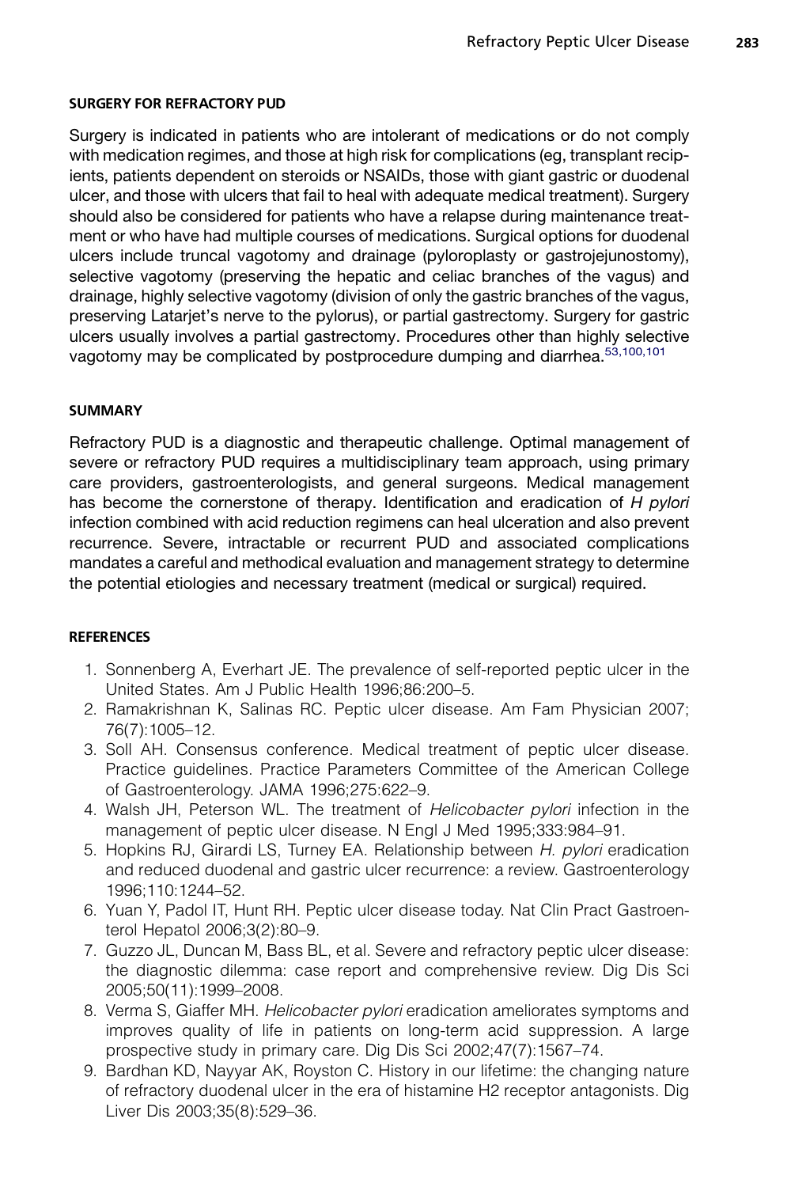## SURGERY FOR REFRACTORY PUD

Surgery is indicated in patients who are intolerant of medications or do not comply with medication regimes, and those at high risk for complications (eg, transplant recipients, patients dependent on steroids or NSAIDs, those with giant gastric or duodenal ulcer, and those with ulcers that fail to heal with adequate medical treatment). Surgery should also be considered for patients who have a relapse during maintenance treatment or who have had multiple courses of medications. Surgical options for duodenal ulcers include truncal vagotomy and drainage (pyloroplasty or gastrojejunostomy), selective vagotomy (preserving the hepatic and celiac branches of the vagus) and drainage, highly selective vagotomy (division of only the gastric branches of the vagus, preserving Latarjet's nerve to the pylorus), or partial gastrectomy. Surgery for gastric ulcers usually involves a partial gastrectomy. Procedures other than highly selective vagotomy may be complicated by postprocedure dumping and diarrhea.[53,100,101]

## SUMMARY

Refractory PUD is a diagnostic and therapeutic challenge. Optimal management of severe or refractory PUD requires a multidisciplinary team approach, using primary care providers, gastroenterologists, and general surgeons. Medical management has become the cornerstone of therapy. Identification and eradication of *H pylori* infection combined with acid reduction regimens can heal ulceration and also prevent recurrence. Severe, intractable or recurrent PUD and associated complications mandates a careful and methodical evaluation and management strategy to determine the potential etiologies and necessary treatment (medical or surgical) required.

## REFERENCES

1. Sonnenberg A, Everhart JE. The prevalence of self-reported peptic ulcer in the United States. Am J Public Health 1996;86:200–5.
2. Ramakrishnan K, Salinas RC. Peptic ulcer disease. Am Fam Physician 2007; 76(7):1005–12.
3. Soll AH. Consensus conference. Medical treatment of peptic ulcer disease. Practice guidelines. Practice Parameters Committee of the American College of Gastroenterology. JAMA 1996;275:622–9.
4. Walsh JH, Peterson WL. The treatment of *Helicobacter pylori* infection in the management of peptic ulcer disease. N Engl J Med 1995;333:984–91.
5. Hopkins RJ, Girardi LS, Turney EA. Relationship between *H. pylori* eradication and reduced duodenal and gastric ulcer recurrence: a review. Gastroenterology 1996;110:1244–52.
6. Yuan Y, Padol IT, Hunt RH. Peptic ulcer disease today. Nat Clin Pract Gastroenterol Hepatol 2006;3(2):80–9.
7. Guzzo JL, Duncan M, Bass BL, et al. Severe and refractory peptic ulcer disease: the diagnostic dilemma: case report and comprehensive review. Dig Dis Sci 2005;50(11):1999–2008.
8. Verma S, Giaffer MH. *Helicobacter pylori* eradication ameliorates symptoms and improves quality of life in patients on long-term acid suppression. A large prospective study in primary care. Dig Dis Sci 2002;47(7):1567–74.
9. Bardhan KD, Nayyar AK, Royston C. History in our lifetime: the changing nature of refractory duodenal ulcer in the era of histamine H2 receptor antagonists. Dig Liver Dis 2003;35(8):529–36.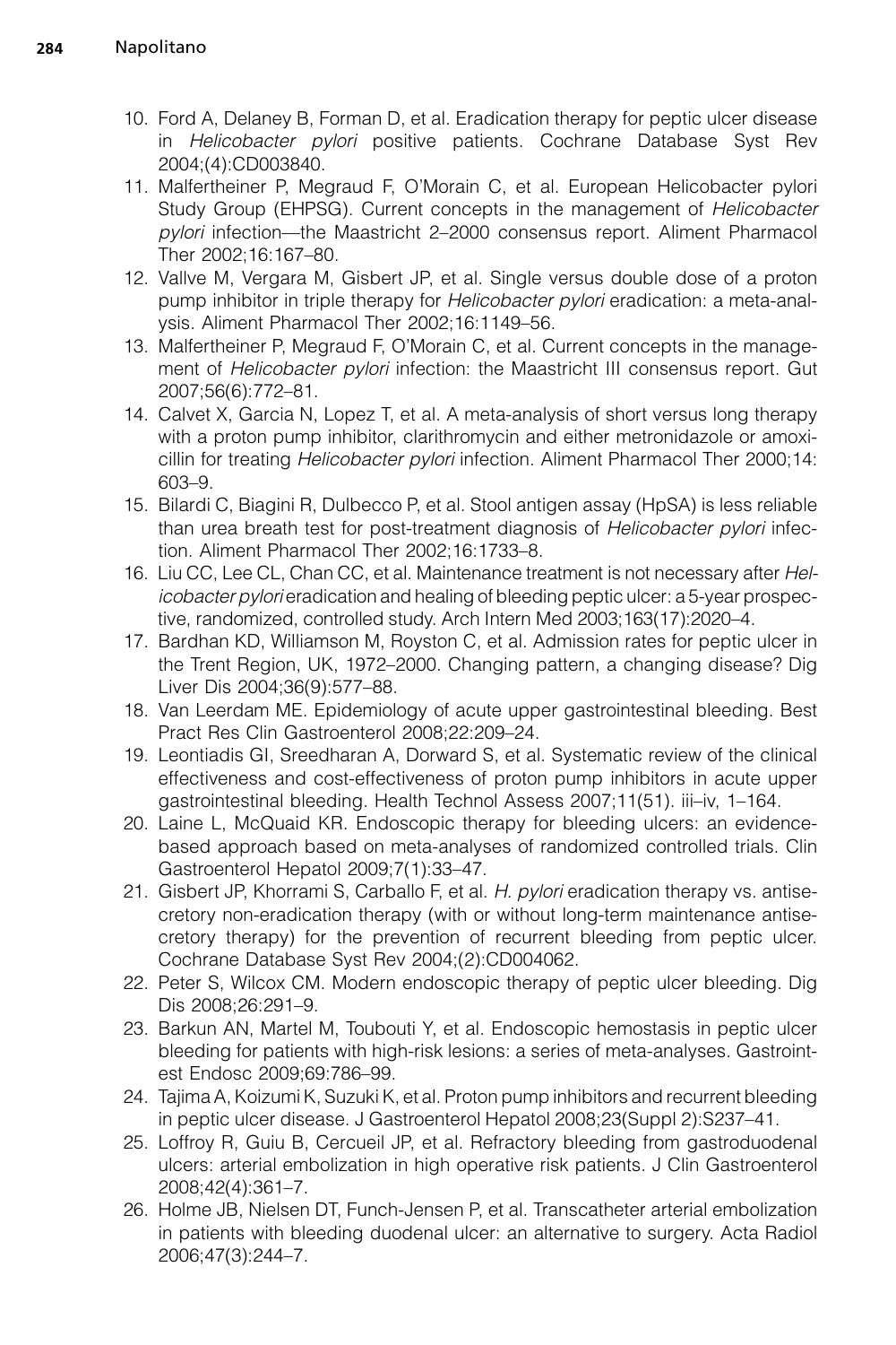10. Ford A, Delaney B, Forman D, et al. Eradication therapy for peptic ulcer disease in *Helicobacter pylori* positive patients. Cochrane Database Syst Rev 2004;(4):CD003840.
11. Malfertheiner P, Megraud F, O'Morain C, et al. European Helicobacter pylori Study Group (EHPSG). Current concepts in the management of *Helicobacter pylori* infection—the Maastricht 2–2000 consensus report. Aliment Pharmacol Ther 2002;16:167–80.
12. Vallve M, Vergara M, Gisbert JP, et al. Single versus double dose of a proton pump inhibitor in triple therapy for *Helicobacter pylori* eradication: a meta-analysis. Aliment Pharmacol Ther 2002;16:1149–56.
13. Malfertheiner P, Megraud F, O'Morain C, et al. Current concepts in the management of *Helicobacter pylori* infection: the Maastricht III consensus report. Gut 2007;56(6):772–81.
14. Calvet X, Garcia N, Lopez T, et al. A meta-analysis of short versus long therapy with a proton pump inhibitor, clarithromycin and either metronidazole or amoxicillin for treating *Helicobacter pylori* infection. Aliment Pharmacol Ther 2000;14:603–9.
15. Bilardi C, Biagini R, Dulbecco P, et al. Stool antigen assay (HpSA) is less reliable than urea breath test for post-treatment diagnosis of *Helicobacter pylori* infection. Aliment Pharmacol Ther 2002;16:1733–8.
16. Liu CC, Lee CL, Chan CC, et al. Maintenance treatment is not necessary after *Helicobacter pylori* eradication and healing of bleeding peptic ulcer: a 5-year prospective, randomized, controlled study. Arch Intern Med 2003;163(17):2020–4.
17. Bardhan KD, Williamson M, Royston C, et al. Admission rates for peptic ulcer in the Trent Region, UK, 1972–2000. Changing pattern, a changing disease? Dig Liver Dis 2004;36(9):577–88.
18. Van Leerdam ME. Epidemiology of acute upper gastrointestinal bleeding. Best Pract Res Clin Gastroenterol 2008;22:209–24.
19. Leontiadis GI, Sreedharan A, Dorward S, et al. Systematic review of the clinical effectiveness and cost-effectiveness of proton pump inhibitors in acute upper gastrointestinal bleeding. Health Technol Assess 2007;11(51). iii–iv, 1–164.
20. Laine L, McQuaid KR. Endoscopic therapy for bleeding ulcers: an evidence-based approach based on meta-analyses of randomized controlled trials. Clin Gastroenterol Hepatol 2009;7(1):33–47.
21. Gisbert JP, Khorrami S, Carballo F, et al. *H. pylori* eradication therapy vs. antisecretory non-eradication therapy (with or without long-term maintenance antisecretory therapy) for the prevention of recurrent bleeding from peptic ulcer. Cochrane Database Syst Rev 2004;(2):CD004062.
22. Peter S, Wilcox CM. Modern endoscopic therapy of peptic ulcer bleeding. Dig Dis 2008;26:291–9.
23. Barkun AN, Martel M, Toubouti Y, et al. Endoscopic hemostasis in peptic ulcer bleeding for patients with high-risk lesions: a series of meta-analyses. Gastrointest Endosc 2009;69:786–99.
24. Tajima A, Koizumi K, Suzuki K, et al. Proton pump inhibitors and recurrent bleeding in peptic ulcer disease. J Gastroenterol Hepatol 2008;23(Suppl 2):S237–41.
25. Loffroy R, Guiu B, Cercueil JP, et al. Refractory bleeding from gastroduodenal ulcers: arterial embolization in high operative risk patients. J Clin Gastroenterol 2008;42(4):361–7.
26. Holme JB, Nielsen DT, Funch-Jensen P, et al. Transcatheter arterial embolization in patients with bleeding duodenal ulcer: an alternative to surgery. Acta Radiol 2006;47(3):244–7.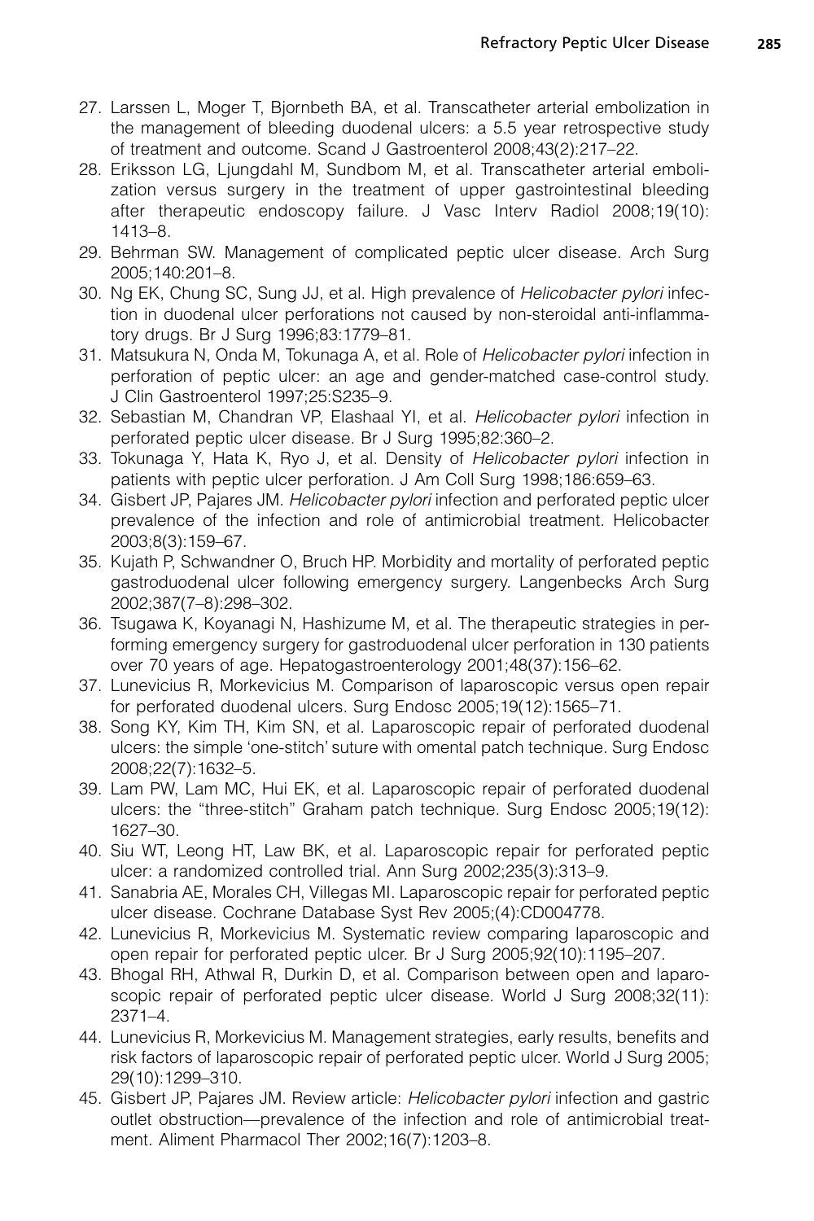27. Larssen L, Moger T, Bjornbeth BA, et al. Transcatheter arterial embolization in the management of bleeding duodenal ulcers: a 5.5 year retrospective study of treatment and outcome. Scand J Gastroenterol 2008;43(2):217–22.
28. Eriksson LG, Ljungdahl M, Sundbom M, et al. Transcatheter arterial embolization versus surgery in the treatment of upper gastrointestinal bleeding after therapeutic endoscopy failure. J Vasc Interv Radiol 2008;19(10): 1413–8.
29. Behrman SW. Management of complicated peptic ulcer disease. Arch Surg 2005;140:201–8.
30. Ng EK, Chung SC, Sung JJ, et al. High prevalence of *Helicobacter pylori* infection in duodenal ulcer perforations not caused by non-steroidal anti-inflammatory drugs. Br J Surg 1996;83:1779–81.
31. Matsukura N, Onda M, Tokunaga A, et al. Role of *Helicobacter pylori* infection in perforation of peptic ulcer: an age and gender-matched case-control study. J Clin Gastroenterol 1997;25:S235–9.
32. Sebastian M, Chandran VP, Elashaal YI, et al. *Helicobacter pylori* infection in perforated peptic ulcer disease. Br J Surg 1995;82:360–2.
33. Tokunaga Y, Hata K, Ryo J, et al. Density of *Helicobacter pylori* infection in patients with peptic ulcer perforation. J Am Coll Surg 1998;186:659–63.
34. Gisbert JP, Pajares JM. *Helicobacter pylori* infection and perforated peptic ulcer prevalence of the infection and role of antimicrobial treatment. Helicobacter 2003;8(3):159–67.
35. Kujath P, Schwandner O, Bruch HP. Morbidity and mortality of perforated peptic gastroduodenal ulcer following emergency surgery. Langenbecks Arch Surg 2002;387(7–8):298–302.
36. Tsugawa K, Koyanagi N, Hashizume M, et al. The therapeutic strategies in performing emergency surgery for gastroduodenal ulcer perforation in 130 patients over 70 years of age. Hepatogastroenterology 2001;48(37):156–62.
37. Lunevicius R, Morkevicius M. Comparison of laparoscopic versus open repair for perforated duodenal ulcers. Surg Endosc 2005;19(12):1565–71.
38. Song KY, Kim TH, Kim SN, et al. Laparoscopic repair of perforated duodenal ulcers: the simple 'one-stitch' suture with omental patch technique. Surg Endosc 2008;22(7):1632–5.
39. Lam PW, Lam MC, Hui EK, et al. Laparoscopic repair of perforated duodenal ulcers: the "three-stitch" Graham patch technique. Surg Endosc 2005;19(12): 1627–30.
40. Siu WT, Leong HT, Law BK, et al. Laparoscopic repair for perforated peptic ulcer: a randomized controlled trial. Ann Surg 2002;235(3):313–9.
41. Sanabria AE, Morales CH, Villegas MI. Laparoscopic repair for perforated peptic ulcer disease. Cochrane Database Syst Rev 2005;(4):CD004778.
42. Lunevicius R, Morkevicius M. Systematic review comparing laparoscopic and open repair for perforated peptic ulcer. Br J Surg 2005;92(10):1195–207.
43. Bhogal RH, Athwal R, Durkin D, et al. Comparison between open and laparoscopic repair of perforated peptic ulcer disease. World J Surg 2008;32(11): 2371–4.
44. Lunevicius R, Morkevicius M. Management strategies, early results, benefits and risk factors of laparoscopic repair of perforated peptic ulcer. World J Surg 2005; 29(10):1299–310.
45. Gisbert JP, Pajares JM. Review article: *Helicobacter pylori* infection and gastric outlet obstruction—prevalence of the infection and role of antimicrobial treatment. Aliment Pharmacol Ther 2002;16(7):1203–8.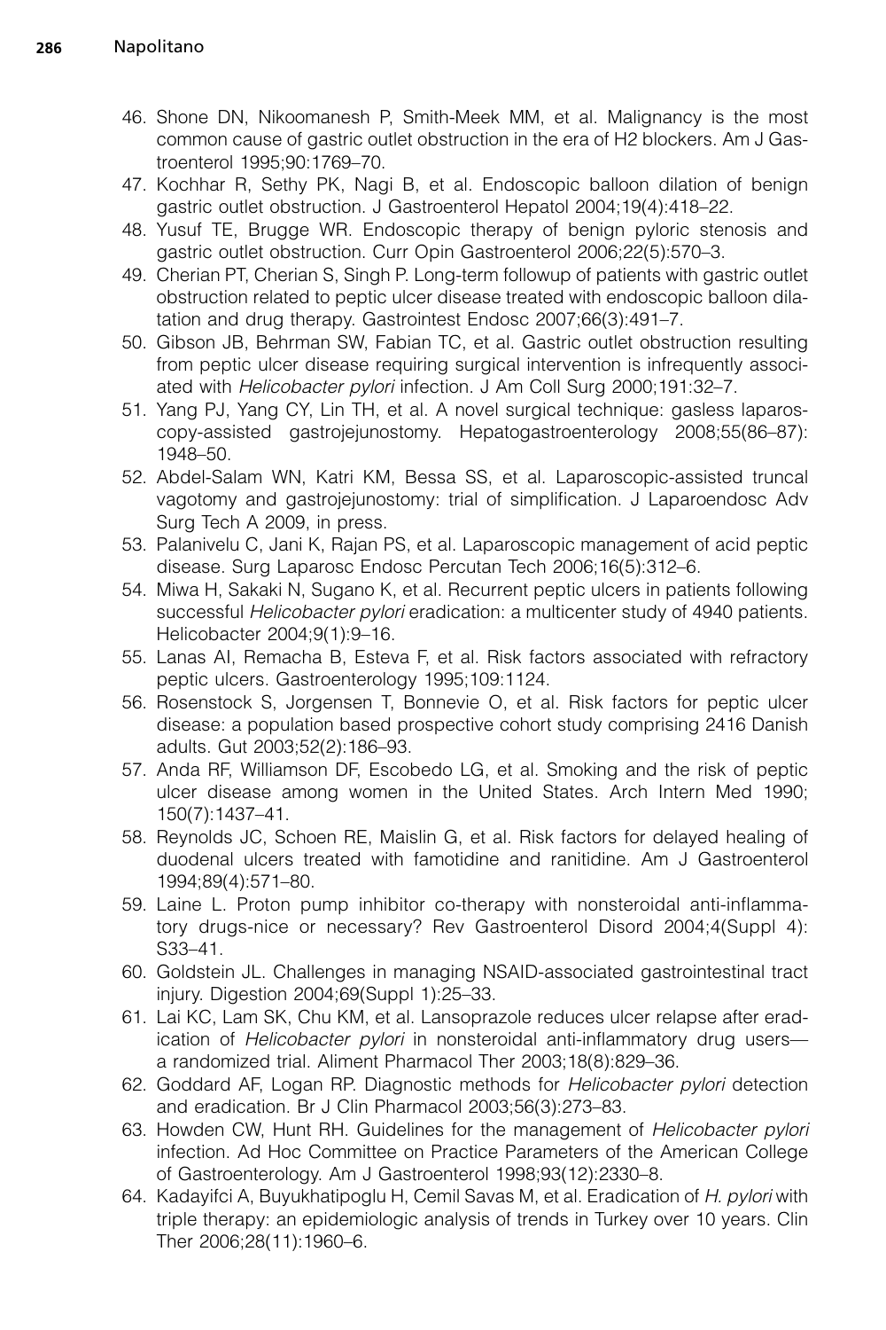46. Shone DN, Nikoomanesh P, Smith-Meek MM, et al. Malignancy is the most common cause of gastric outlet obstruction in the era of H2 blockers. Am J Gastroenterol 1995;90:1769–70.
47. Kochhar R, Sethy PK, Nagi B, et al. Endoscopic balloon dilation of benign gastric outlet obstruction. J Gastroenterol Hepatol 2004;19(4):418–22.
48. Yusuf TE, Brugge WR. Endoscopic therapy of benign pyloric stenosis and gastric outlet obstruction. Curr Opin Gastroenterol 2006;22(5):570–3.
49. Cherian PT, Cherian S, Singh P. Long-term followup of patients with gastric outlet obstruction related to peptic ulcer disease treated with endoscopic balloon dilatation and drug therapy. Gastrointest Endosc 2007;66(3):491–7.
50. Gibson JB, Behrman SW, Fabian TC, et al. Gastric outlet obstruction resulting from peptic ulcer disease requiring surgical intervention is infrequently associated with *Helicobacter pylori* infection. J Am Coll Surg 2000;191:32–7.
51. Yang PJ, Yang CY, Lin TH, et al. A novel surgical technique: gasless laparoscopy-assisted gastrojejunostomy. Hepatogastroenterology 2008;55(86–87):1948–50.
52. Abdel-Salam WN, Katri KM, Bessa SS, et al. Laparoscopic-assisted truncal vagotomy and gastrojejunostomy: trial of simplification. J Laparoendosc Adv Surg Tech A 2009, in press.
53. Palanivelu C, Jani K, Rajan PS, et al. Laparoscopic management of acid peptic disease. Surg Laparosc Endosc Percutan Tech 2006;16(5):312–6.
54. Miwa H, Sakaki N, Sugano K, et al. Recurrent peptic ulcers in patients following successful *Helicobacter pylori* eradication: a multicenter study of 4940 patients. Helicobacter 2004;9(1):9–16.
55. Lanas AI, Remacha B, Esteva F, et al. Risk factors associated with refractory peptic ulcers. Gastroenterology 1995;109:1124.
56. Rosenstock S, Jorgensen T, Bonnevie O, et al. Risk factors for peptic ulcer disease: a population based prospective cohort study comprising 2416 Danish adults. Gut 2003;52(2):186–93.
57. Anda RF, Williamson DF, Escobedo LG, et al. Smoking and the risk of peptic ulcer disease among women in the United States. Arch Intern Med 1990;150(7):1437–41.
58. Reynolds JC, Schoen RE, Maislin G, et al. Risk factors for delayed healing of duodenal ulcers treated with famotidine and ranitidine. Am J Gastroenterol 1994;89(4):571–80.
59. Laine L. Proton pump inhibitor co-therapy with nonsteroidal anti-inflammatory drugs-nice or necessary? Rev Gastroenterol Disord 2004;4(Suppl 4):S33–41.
60. Goldstein JL. Challenges in managing NSAID-associated gastrointestinal tract injury. Digestion 2004;69(Suppl 1):25–33.
61. Lai KC, Lam SK, Chu KM, et al. Lansoprazole reduces ulcer relapse after eradication of *Helicobacter pylori* in nonsteroidal anti-inflammatory drug users—a randomized trial. Aliment Pharmacol Ther 2003;18(8):829–36.
62. Goddard AF, Logan RP. Diagnostic methods for *Helicobacter pylori* detection and eradication. Br J Clin Pharmacol 2003;56(3):273–83.
63. Howden CW, Hunt RH. Guidelines for the management of *Helicobacter pylori* infection. Ad Hoc Committee on Practice Parameters of the American College of Gastroenterology. Am J Gastroenterol 1998;93(12):2330–8.
64. Kadayifci A, Buyukhatipoglu H, Cemil Savas M, et al. Eradication of *H. pylori* with triple therapy: an epidemiologic analysis of trends in Turkey over 10 years. Clin Ther 2006;28(11):1960–6.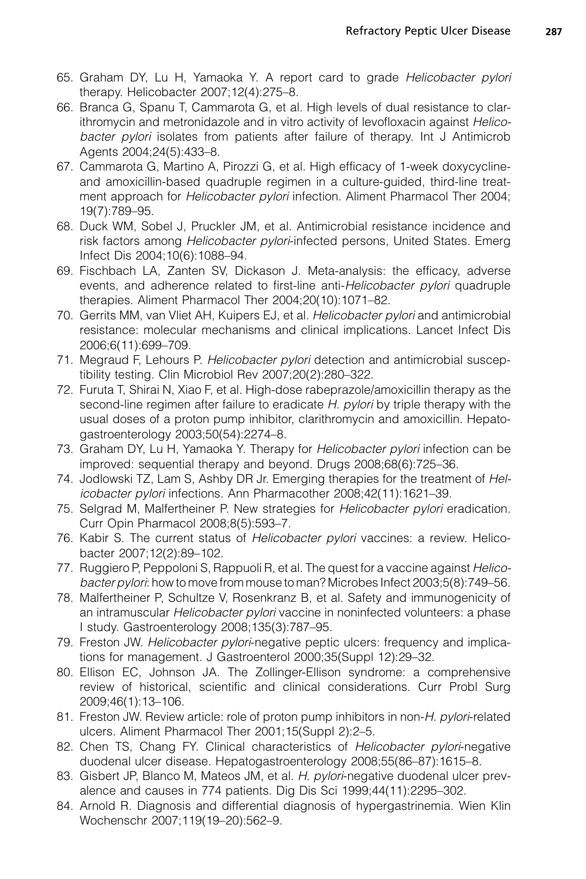65. Graham DY, Lu H, Yamaoka Y. A report card to grade *Helicobacter pylori* therapy. Helicobacter 2007;12(4):275–8.
66. Branca G, Spanu T, Cammarota G, et al. High levels of dual resistance to clarithromycin and metronidazole and in vitro activity of levofloxacin against *Helicobacter pylori* isolates from patients after failure of therapy. Int J Antimicrob Agents 2004;24(5):433–8.
67. Cammarota G, Martino A, Pirozzi G, et al. High efficacy of 1-week doxycycline- and amoxicillin-based quadruple regimen in a culture-guided, third-line treatment approach for *Helicobacter pylori* infection. Aliment Pharmacol Ther 2004; 19(7):789–95.
68. Duck WM, Sobel J, Pruckler JM, et al. Antimicrobial resistance incidence and risk factors among *Helicobacter pylori*-infected persons, United States. Emerg Infect Dis 2004;10(6):1088–94.
69. Fischbach LA, Zanten SV, Dickason J. Meta-analysis: the efficacy, adverse events, and adherence related to first-line anti-*Helicobacter pylori* quadruple therapies. Aliment Pharmacol Ther 2004;20(10):1071–82.
70. Gerrits MM, van Vliet AH, Kuipers EJ, et al. *Helicobacter pylori* and antimicrobial resistance: molecular mechanisms and clinical implications. Lancet Infect Dis 2006;6(11):699–709.
71. Megraud F, Lehours P. *Helicobacter pylori* detection and antimicrobial susceptibility testing. Clin Microbiol Rev 2007;20(2):280–322.
72. Furuta T, Shirai N, Xiao F, et al. High-dose rabeprazole/amoxicillin therapy as the second-line regimen after failure to eradicate *H. pylori* by triple therapy with the usual doses of a proton pump inhibitor, clarithromycin and amoxicillin. Hepatogastroenterology 2003;50(54):2274–8.
73. Graham DY, Lu H, Yamaoka Y. Therapy for *Helicobacter pylori* infection can be improved: sequential therapy and beyond. Drugs 2008;68(6):725–36.
74. Jodlowski TZ, Lam S, Ashby DR Jr. Emerging therapies for the treatment of *Helicobacter pylori* infections. Ann Pharmacother 2008;42(11):1621–39.
75. Selgrad M, Malfertheiner P. New strategies for *Helicobacter pylori* eradication. Curr Opin Pharmacol 2008;8(5):593–7.
76. Kabir S. The current status of *Helicobacter pylori* vaccines: a review. Helicobacter 2007;12(2):89–102.
77. Ruggiero P, Peppoloni S, Rappuoli R, et al. The quest for a vaccine against *Helicobacter pylori*: how to move from mouse to man? Microbes Infect 2003;5(8):749–56.
78. Malfertheiner P, Schultze V, Rosenkranz B, et al. Safety and immunogenicity of an intramuscular *Helicobacter pylori* vaccine in noninfected volunteers: a phase I study. Gastroenterology 2008;135(3):787–95.
79. Freston JW. *Helicobacter pylori*-negative peptic ulcers: frequency and implications for management. J Gastroenterol 2000;35(Suppl 12):29–32.
80. Ellison EC, Johnson JA. The Zollinger-Ellison syndrome: a comprehensive review of historical, scientific and clinical considerations. Curr Probl Surg 2009;46(1):13–106.
81. Freston JW. Review article: role of proton pump inhibitors in non-*H. pylori*-related ulcers. Aliment Pharmacol Ther 2001;15(Suppl 2):2–5.
82. Chen TS, Chang FY. Clinical characteristics of *Helicobacter pylori*-negative duodenal ulcer disease. Hepatogastroenterology 2008;55(86–87):1615–8.
83. Gisbert JP, Blanco M, Mateos JM, et al. *H. pylori*-negative duodenal ulcer prevalence and causes in 774 patients. Dig Dis Sci 1999;44(11):2295–302.
84. Arnold R. Diagnosis and differential diagnosis of hypergastrinemia. Wien Klin Wochenschr 2007;119(19–20):562–9.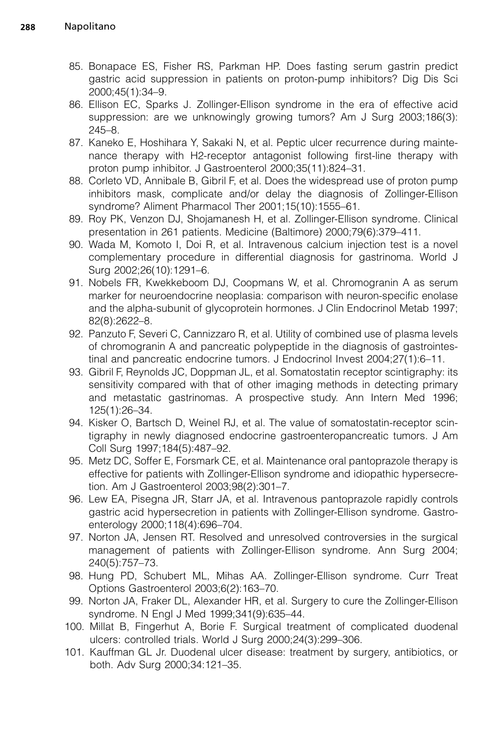85. Bonapace ES, Fisher RS, Parkman HP. Does fasting serum gastrin predict gastric acid suppression in patients on proton-pump inhibitors? Dig Dis Sci 2000;45(1):34–9.
86. Ellison EC, Sparks J. Zollinger-Ellison syndrome in the era of effective acid suppression: are we unknowingly growing tumors? Am J Surg 2003;186(3): 245–8.
87. Kaneko E, Hoshihara Y, Sakaki N, et al. Peptic ulcer recurrence during maintenance therapy with H2-receptor antagonist following first-line therapy with proton pump inhibitor. J Gastroenterol 2000;35(11):824–31.
88. Corleto VD, Annibale B, Gibril F, et al. Does the widespread use of proton pump inhibitors mask, complicate and/or delay the diagnosis of Zollinger-Ellison syndrome? Aliment Pharmacol Ther 2001;15(10):1555–61.
89. Roy PK, Venzon DJ, Shojamanesh H, et al. Zollinger-Ellison syndrome. Clinical presentation in 261 patients. Medicine (Baltimore) 2000;79(6):379–411.
90. Wada M, Komoto I, Doi R, et al. Intravenous calcium injection test is a novel complementary procedure in differential diagnosis for gastrinoma. World J Surg 2002;26(10):1291–6.
91. Nobels FR, Kwekkeboom DJ, Coopmans W, et al. Chromogranin A as serum marker for neuroendocrine neoplasia: comparison with neuron-specific enolase and the alpha-subunit of glycoprotein hormones. J Clin Endocrinol Metab 1997; 82(8):2622–8.
92. Panzuto F, Severi C, Cannizzaro R, et al. Utility of combined use of plasma levels of chromogranin A and pancreatic polypeptide in the diagnosis of gastrointestinal and pancreatic endocrine tumors. J Endocrinol Invest 2004;27(1):6–11.
93. Gibril F, Reynolds JC, Doppman JL, et al. Somatostatin receptor scintigraphy: its sensitivity compared with that of other imaging methods in detecting primary and metastatic gastrinomas. A prospective study. Ann Intern Med 1996; 125(1):26–34.
94. Kisker O, Bartsch D, Weinel RJ, et al. The value of somatostatin-receptor scintigraphy in newly diagnosed endocrine gastroenteropancreatic tumors. J Am Coll Surg 1997;184(5):487–92.
95. Metz DC, Soffer E, Forsmark CE, et al. Maintenance oral pantoprazole therapy is effective for patients with Zollinger-Ellison syndrome and idiopathic hypersecretion. Am J Gastroenterol 2003;98(2):301–7.
96. Lew EA, Pisegna JR, Starr JA, et al. Intravenous pantoprazole rapidly controls gastric acid hypersecretion in patients with Zollinger-Ellison syndrome. Gastroenterology 2000;118(4):696–704.
97. Norton JA, Jensen RT. Resolved and unresolved controversies in the surgical management of patients with Zollinger-Ellison syndrome. Ann Surg 2004; 240(5):757–73.
98. Hung PD, Schubert ML, Mihas AA. Zollinger-Ellison syndrome. Curr Treat Options Gastroenterol 2003;6(2):163–70.
99. Norton JA, Fraker DL, Alexander HR, et al. Surgery to cure the Zollinger-Ellison syndrome. N Engl J Med 1999;341(9):635–44.
100. Millat B, Fingerhut A, Borie F. Surgical treatment of complicated duodenal ulcers: controlled trials. World J Surg 2000;24(3):299–306.
101. Kauffman GL Jr. Duodenal ulcer disease: treatment by surgery, antibiotics, or both. Adv Surg 2000;34:121–35.